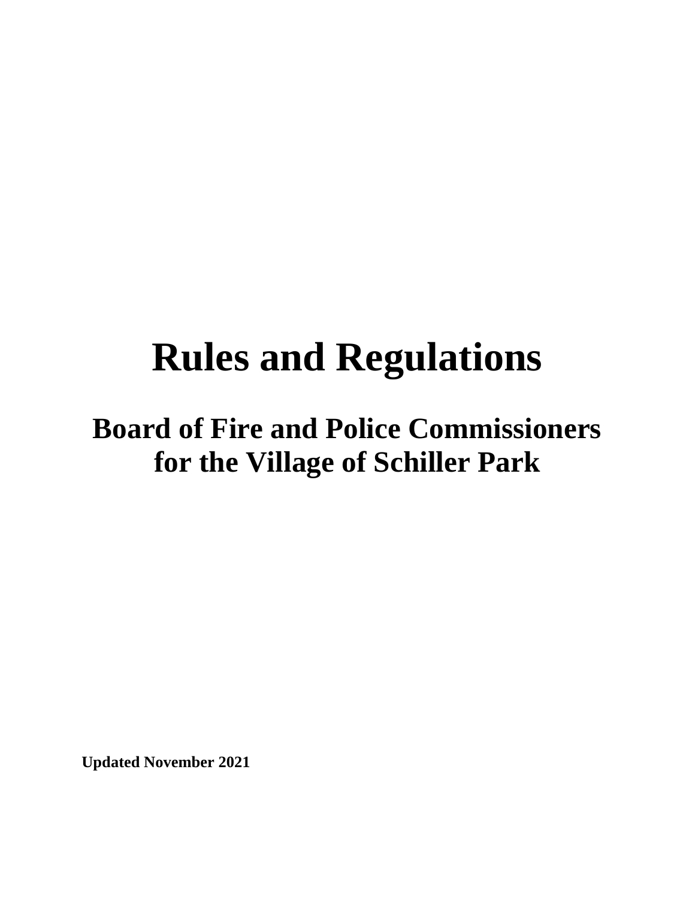# Rules and Regulations

## Board of Fire and Police Commissioners for the Village of Schiller Park

**Updated November 2021**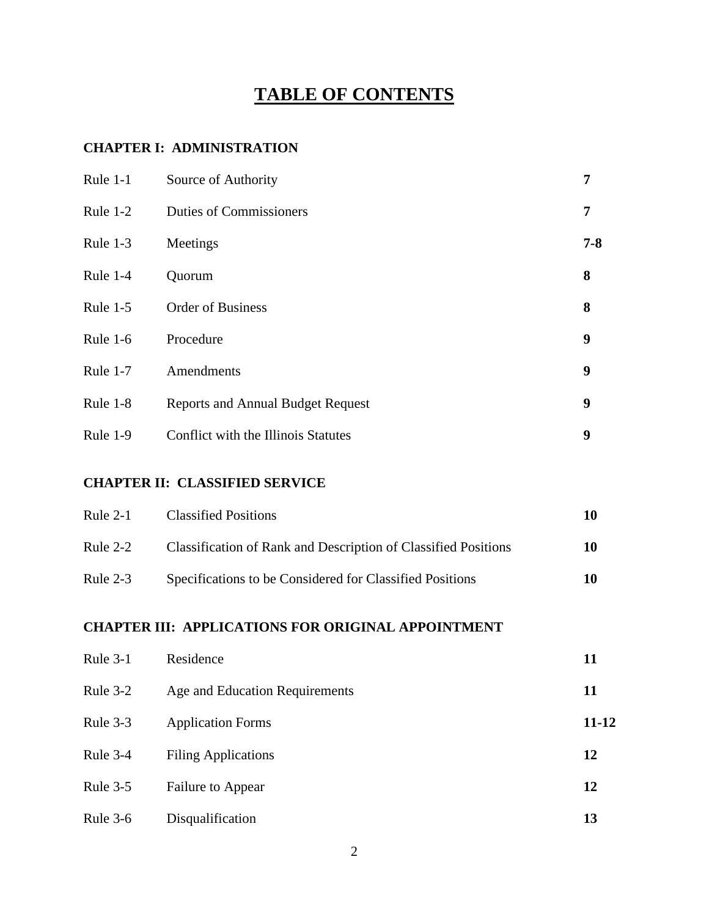# TABLE OF CONTENTS

**CHAPTER I: ADMINISTRATION**

| | | |
|---|---|---|
| Rule 1-1 | Source of Authority | **7** |
| Rule 1-2 | Duties of Commissioners | **7** |
| Rule 1-3 | Meetings | **7-8** |
| Rule 1-4 | Quorum | **8** |
| Rule 1-5 | Order of Business | **8** |
| Rule 1-6 | Procedure | **9** |
| Rule 1-7 | Amendments | **9** |
| Rule 1-8 | Reports and Annual Budget Request | **9** |
| Rule 1-9 | Conflict with the Illinois Statutes | **9** |

**CHAPTER II: CLASSIFIED SERVICE**

| | | |
|---|---|---|
| Rule 2-1 | Classified Positions | **10** |
| Rule 2-2 | Classification of Rank and Description of Classified Positions | **10** |
| Rule 2-3 | Specifications to be Considered for Classified Positions | **10** |

**CHAPTER III: APPLICATIONS FOR ORIGINAL APPOINTMENT**

| | | |
|---|---|---|
| Rule 3-1 | Residence | **11** |
| Rule 3-2 | Age and Education Requirements | **11** |
| Rule 3-3 | Application Forms | **11-12** |
| Rule 3-4 | Filing Applications | **12** |
| Rule 3-5 | Failure to Appear | **12** |
| Rule 3-6 | Disqualification | **13** |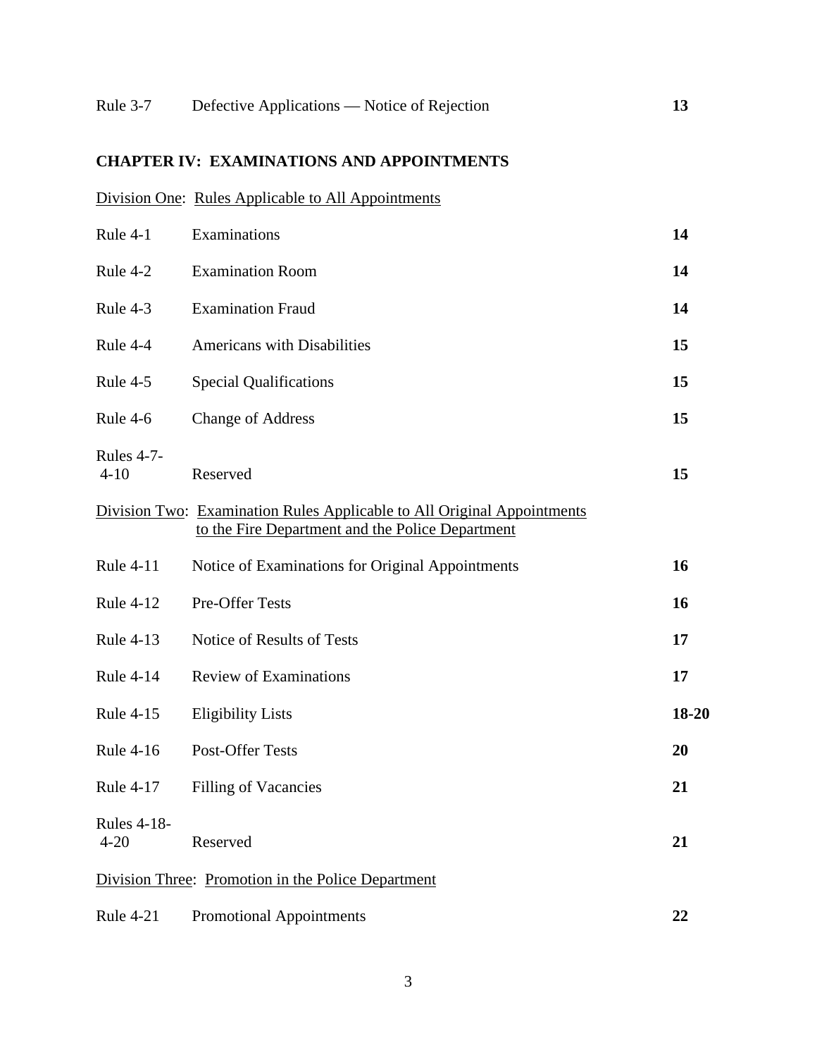| | | |
|---|---|---|
| Rule 3-7 | Defective Applications — Notice of Rejection | **13** |

**CHAPTER IV: EXAMINATIONS AND APPOINTMENTS**

Division One: Rules Applicable to All Appointments

| | | |
|---|---|---|
| Rule 4-1 | Examinations | **14** |
| Rule 4-2 | Examination Room | **14** |
| Rule 4-3 | Examination Fraud | **14** |
| Rule 4-4 | Americans with Disabilities | **15** |
| Rule 4-5 | Special Qualifications | **15** |
| Rule 4-6 | Change of Address | **15** |
| Rules 4-7-4-10 | Reserved | **15** |

Division Two: Examination Rules Applicable to All Original Appointments to the Fire Department and the Police Department

| | | |
|---|---|---|
| Rule 4-11 | Notice of Examinations for Original Appointments | **16** |
| Rule 4-12 | Pre-Offer Tests | **16** |
| Rule 4-13 | Notice of Results of Tests | **17** |
| Rule 4-14 | Review of Examinations | **17** |
| Rule 4-15 | Eligibility Lists | **18-20** |
| Rule 4-16 | Post-Offer Tests | **20** |
| Rule 4-17 | Filling of Vacancies | **21** |
| Rules 4-18-4-20 | Reserved | **21** |

Division Three: Promotion in the Police Department

| | | |
|---|---|---|
| Rule 4-21 | Promotional Appointments | **22** |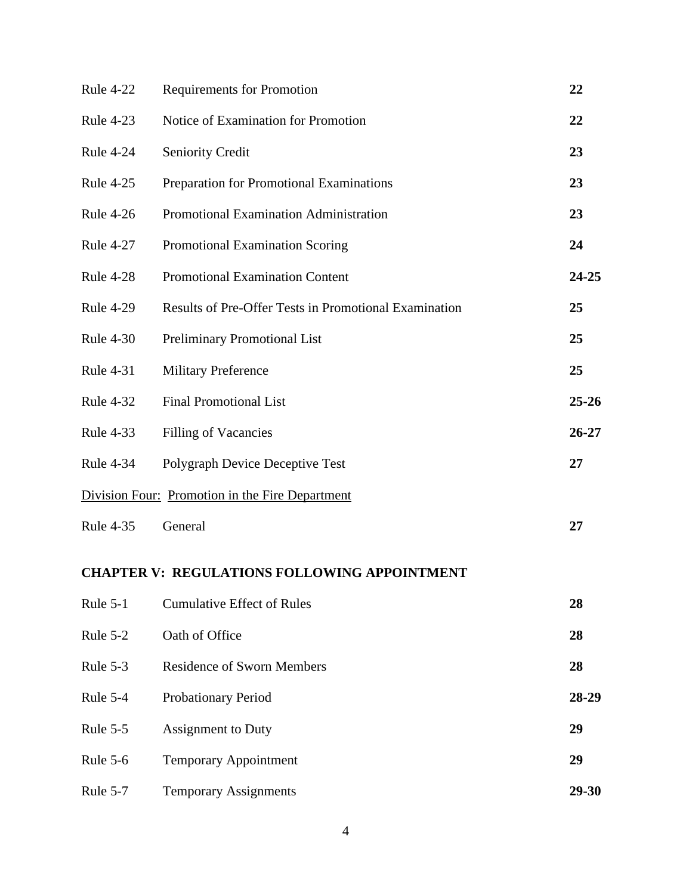| | | |
|---|---|---|
| Rule 4-22 | Requirements for Promotion | **22** |
| Rule 4-23 | Notice of Examination for Promotion | **22** |
| Rule 4-24 | Seniority Credit | **23** |
| Rule 4-25 | Preparation for Promotional Examinations | **23** |
| Rule 4-26 | Promotional Examination Administration | **23** |
| Rule 4-27 | Promotional Examination Scoring | **24** |
| Rule 4-28 | Promotional Examination Content | **24-25** |
| Rule 4-29 | Results of Pre-Offer Tests in Promotional Examination | **25** |
| Rule 4-30 | Preliminary Promotional List | **25** |
| Rule 4-31 | Military Preference | **25** |
| Rule 4-32 | Final Promotional List | **25-26** |
| Rule 4-33 | Filling of Vacancies | **26-27** |
| Rule 4-34 | Polygraph Device Deceptive Test | **27** |

<u>Division Four:</u> <u>Promotion in the Fire Department</u>

| | | |
|---|---|---|
| Rule 4-35 | General | **27** |

**CHAPTER V: REGULATIONS FOLLOWING APPOINTMENT**

| | | |
|---|---|---|
| Rule 5-1 | Cumulative Effect of Rules | **28** |
| Rule 5-2 | Oath of Office | **28** |
| Rule 5-3 | Residence of Sworn Members | **28** |
| Rule 5-4 | Probationary Period | **28-29** |
| Rule 5-5 | Assignment to Duty | **29** |
| Rule 5-6 | Temporary Appointment | **29** |
| Rule 5-7 | Temporary Assignments | **29-30** |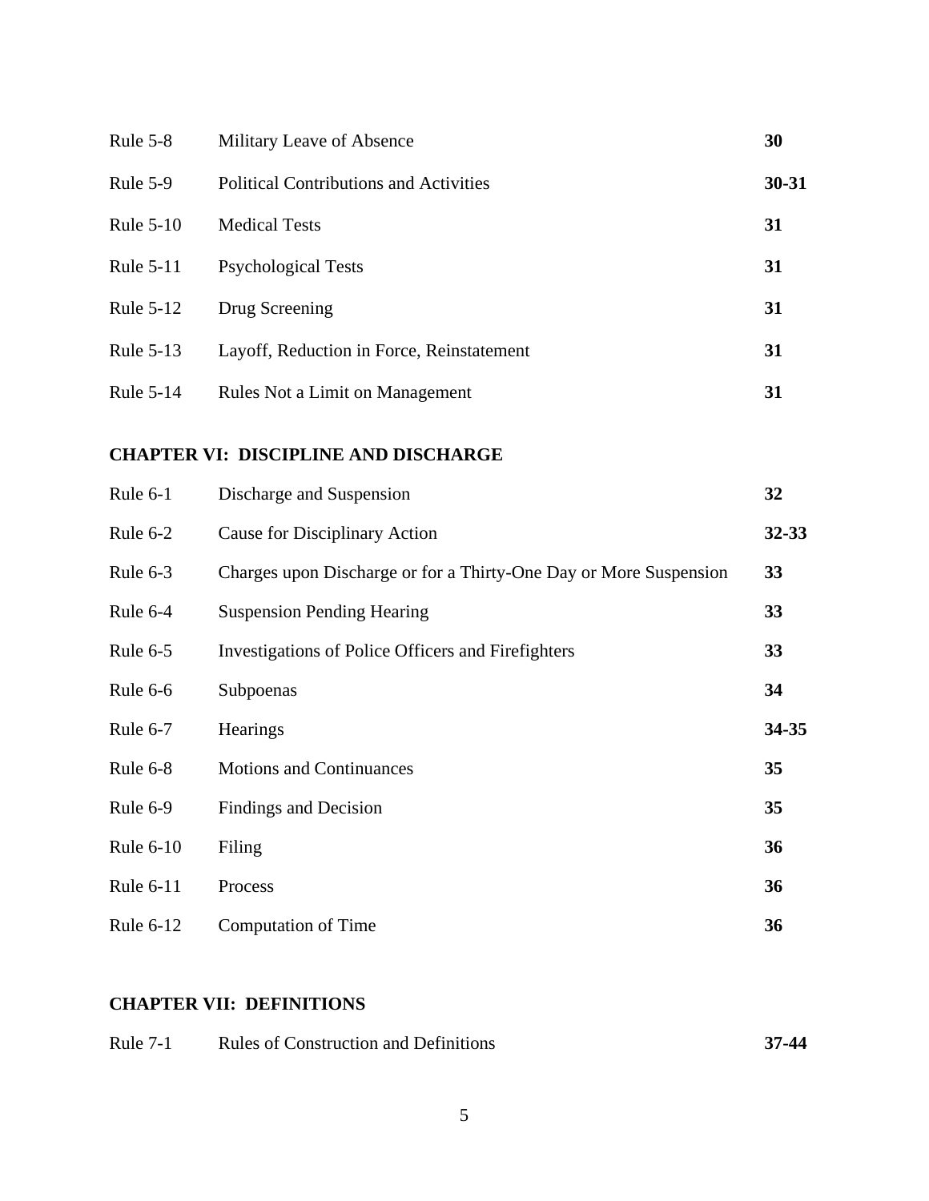| | | |
|---|---|---|
| Rule 5-8 | Military Leave of Absence | **30** |
| Rule 5-9 | Political Contributions and Activities | **30-31** |
| Rule 5-10 | Medical Tests | **31** |
| Rule 5-11 | Psychological Tests | **31** |
| Rule 5-12 | Drug Screening | **31** |
| Rule 5-13 | Layoff, Reduction in Force, Reinstatement | **31** |
| Rule 5-14 | Rules Not a Limit on Management | **31** |

**CHAPTER VI: DISCIPLINE AND DISCHARGE**

| | | |
|---|---|---|
| Rule 6-1 | Discharge and Suspension | **32** |
| Rule 6-2 | Cause for Disciplinary Action | **32-33** |
| Rule 6-3 | Charges upon Discharge or for a Thirty-One Day or More Suspension | **33** |
| Rule 6-4 | Suspension Pending Hearing | **33** |
| Rule 6-5 | Investigations of Police Officers and Firefighters | **33** |
| Rule 6-6 | Subpoenas | **34** |
| Rule 6-7 | Hearings | **34-35** |
| Rule 6-8 | Motions and Continuances | **35** |
| Rule 6-9 | Findings and Decision | **35** |
| Rule 6-10 | Filing | **36** |
| Rule 6-11 | Process | **36** |
| Rule 6-12 | Computation of Time | **36** |

**CHAPTER VII: DEFINITIONS**

| | | |
|---|---|---|
| Rule 7-1 | Rules of Construction and Definitions | **37-44** |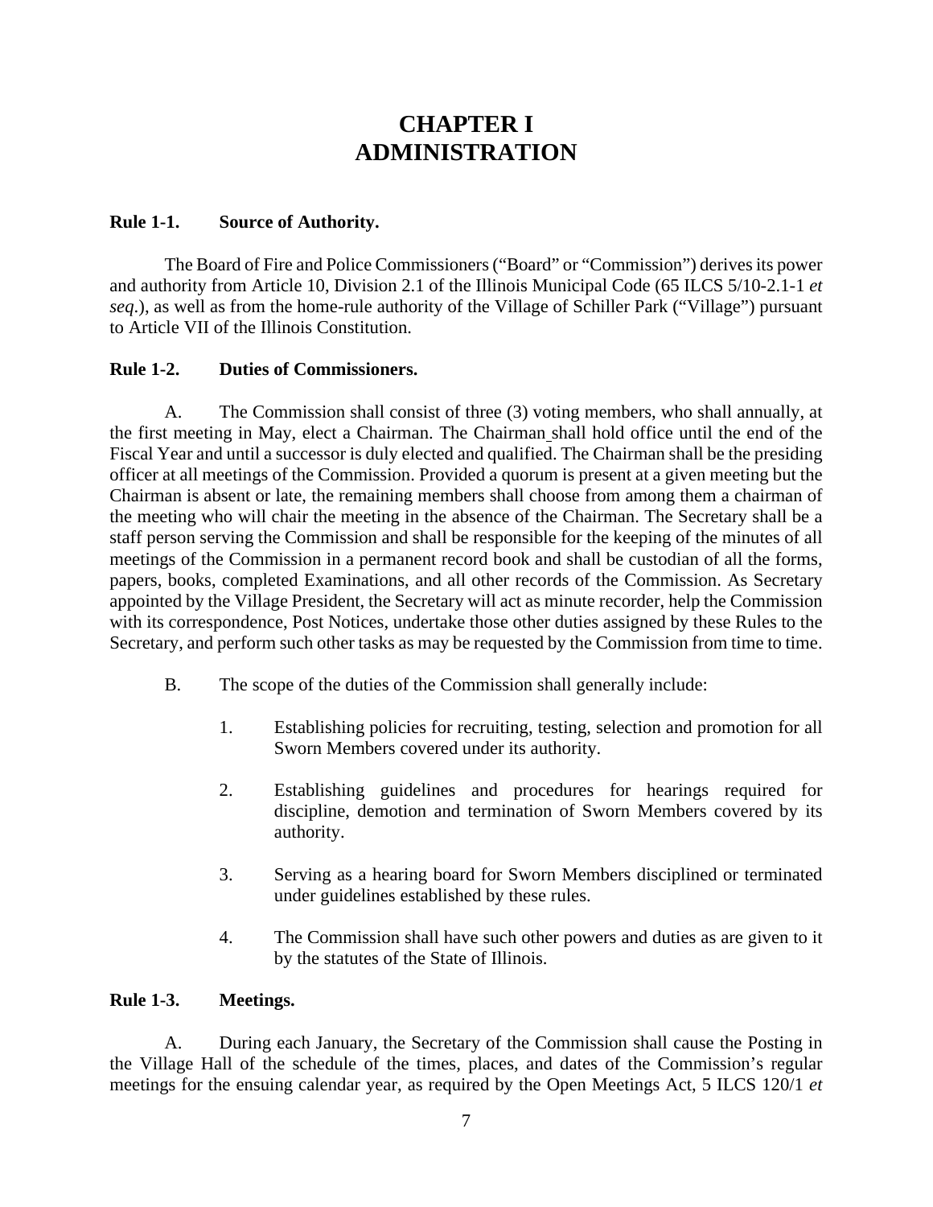# CHAPTER I
# ADMINISTRATION

**Rule 1-1. Source of Authority.**

The Board of Fire and Police Commissioners ("Board" or "Commission") derives its power and authority from Article 10, Division 2.1 of the Illinois Municipal Code (65 ILCS 5/10-2.1-1 *et seq*.), as well as from the home-rule authority of the Village of Schiller Park ("Village") pursuant to Article VII of the Illinois Constitution.

**Rule 1-2. Duties of Commissioners.**

A. The Commission shall consist of three (3) voting members, who shall annually, at the first meeting in May, elect a Chairman. The Chairman shall hold office until the end of the Fiscal Year and until a successor is duly elected and qualified. The Chairman shall be the presiding officer at all meetings of the Commission. Provided a quorum is present at a given meeting but the Chairman is absent or late, the remaining members shall choose from among them a chairman of the meeting who will chair the meeting in the absence of the Chairman. The Secretary shall be a staff person serving the Commission and shall be responsible for the keeping of the minutes of all meetings of the Commission in a permanent record book and shall be custodian of all the forms, papers, books, completed Examinations, and all other records of the Commission. As Secretary appointed by the Village President, the Secretary will act as minute recorder, help the Commission with its correspondence, Post Notices, undertake those other duties assigned by these Rules to the Secretary, and perform such other tasks as may be requested by the Commission from time to time.

B. The scope of the duties of the Commission shall generally include:

1. Establishing policies for recruiting, testing, selection and promotion for all Sworn Members covered under its authority.

2. Establishing guidelines and procedures for hearings required for discipline, demotion and termination of Sworn Members covered by its authority.

3. Serving as a hearing board for Sworn Members disciplined or terminated under guidelines established by these rules.

4. The Commission shall have such other powers and duties as are given to it by the statutes of the State of Illinois.

**Rule 1-3. Meetings.**

A. During each January, the Secretary of the Commission shall cause the Posting in the Village Hall of the schedule of the times, places, and dates of the Commission's regular meetings for the ensuing calendar year, as required by the Open Meetings Act, 5 ILCS 120/1 *et*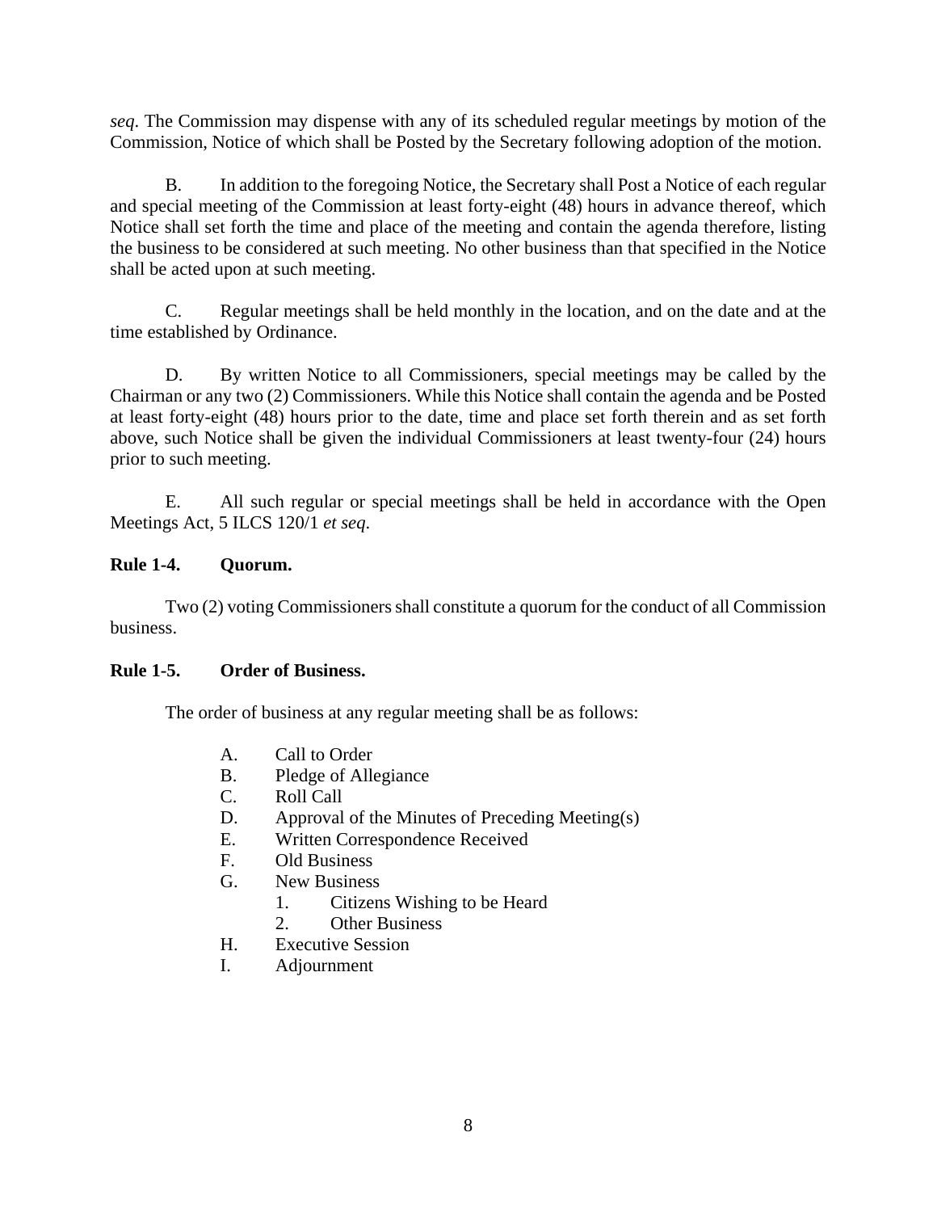*seq*. The Commission may dispense with any of its scheduled regular meetings by motion of the Commission, Notice of which shall be Posted by the Secretary following adoption of the motion.

B. In addition to the foregoing Notice, the Secretary shall Post a Notice of each regular and special meeting of the Commission at least forty-eight (48) hours in advance thereof, which Notice shall set forth the time and place of the meeting and contain the agenda therefore, listing the business to be considered at such meeting. No other business than that specified in the Notice shall be acted upon at such meeting.

C. Regular meetings shall be held monthly in the location, and on the date and at the time established by Ordinance.

D. By written Notice to all Commissioners, special meetings may be called by the Chairman or any two (2) Commissioners. While this Notice shall contain the agenda and be Posted at least forty-eight (48) hours prior to the date, time and place set forth therein and as set forth above, such Notice shall be given the individual Commissioners at least twenty-four (24) hours prior to such meeting.

E. All such regular or special meetings shall be held in accordance with the Open Meetings Act, 5 ILCS 120/1 *et seq*.

**Rule 1-4. Quorum.**

Two (2) voting Commissioners shall constitute a quorum for the conduct of all Commission business.

**Rule 1-5. Order of Business.**

The order of business at any regular meeting shall be as follows:

A. Call to Order
B. Pledge of Allegiance
C. Roll Call
D. Approval of the Minutes of Preceding Meeting(s)
E. Written Correspondence Received
F. Old Business
G. New Business
    1. Citizens Wishing to be Heard
    2. Other Business
H. Executive Session
I. Adjournment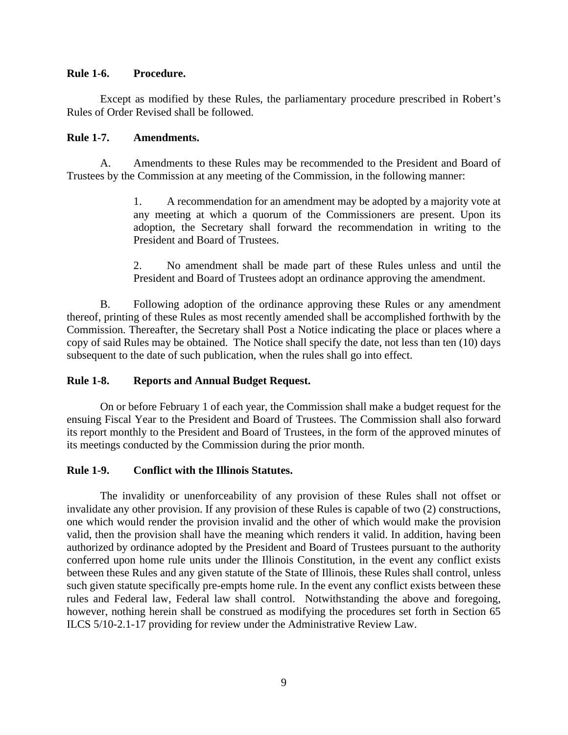**Rule 1-6. Procedure.**

Except as modified by these Rules, the parliamentary procedure prescribed in Robert's Rules of Order Revised shall be followed.

**Rule 1-7. Amendments.**

A. Amendments to these Rules may be recommended to the President and Board of Trustees by the Commission at any meeting of the Commission, in the following manner:

> 1. A recommendation for an amendment may be adopted by a majority vote at any meeting at which a quorum of the Commissioners are present. Upon its adoption, the Secretary shall forward the recommendation in writing to the President and Board of Trustees.
>
> 2. No amendment shall be made part of these Rules unless and until the President and Board of Trustees adopt an ordinance approving the amendment.

B. Following adoption of the ordinance approving these Rules or any amendment thereof, printing of these Rules as most recently amended shall be accomplished forthwith by the Commission. Thereafter, the Secretary shall Post a Notice indicating the place or places where a copy of said Rules may be obtained. The Notice shall specify the date, not less than ten (10) days subsequent to the date of such publication, when the rules shall go into effect.

**Rule 1-8. Reports and Annual Budget Request.**

On or before February 1 of each year, the Commission shall make a budget request for the ensuing Fiscal Year to the President and Board of Trustees. The Commission shall also forward its report monthly to the President and Board of Trustees, in the form of the approved minutes of its meetings conducted by the Commission during the prior month.

**Rule 1-9. Conflict with the Illinois Statutes.**

The invalidity or unenforceability of any provision of these Rules shall not offset or invalidate any other provision. If any provision of these Rules is capable of two (2) constructions, one which would render the provision invalid and the other of which would make the provision valid, then the provision shall have the meaning which renders it valid. In addition, having been authorized by ordinance adopted by the President and Board of Trustees pursuant to the authority conferred upon home rule units under the Illinois Constitution, in the event any conflict exists between these Rules and any given statute of the State of Illinois, these Rules shall control, unless such given statute specifically pre-empts home rule. In the event any conflict exists between these rules and Federal law, Federal law shall control. Notwithstanding the above and foregoing, however, nothing herein shall be construed as modifying the procedures set forth in Section 65 ILCS 5/10-2.1-17 providing for review under the Administrative Review Law.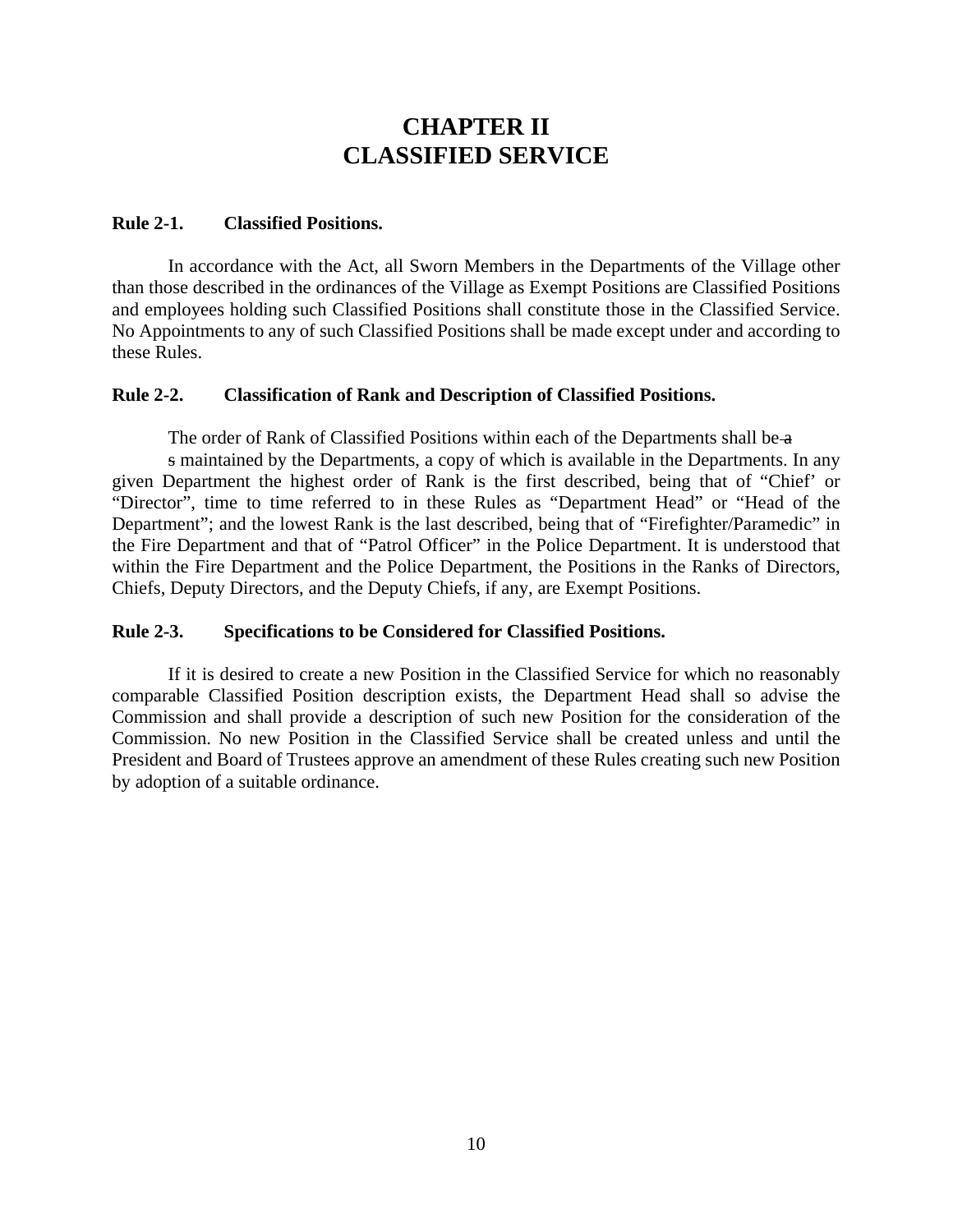# CHAPTER II
# CLASSIFIED SERVICE

**Rule 2-1. Classified Positions.**

In accordance with the Act, all Sworn Members in the Departments of the Village other than those described in the ordinances of the Village as Exempt Positions are Classified Positions and employees holding such Classified Positions shall constitute those in the Classified Service. No Appointments to any of such Classified Positions shall be made except under and according to these Rules.

**Rule 2-2. Classification of Rank and Description of Classified Positions.**

The order of Rank of Classified Positions within each of the Departments shall be as maintained by the Departments, a copy of which is available in the Departments. In any given Department the highest order of Rank is the first described, being that of "Chief' or "Director", time to time referred to in these Rules as "Department Head" or "Head of the Department"; and the lowest Rank is the last described, being that of "Firefighter/Paramedic" in the Fire Department and that of "Patrol Officer" in the Police Department. It is understood that within the Fire Department and the Police Department, the Positions in the Ranks of Directors, Chiefs, Deputy Directors, and the Deputy Chiefs, if any, are Exempt Positions.

**Rule 2-3. Specifications to be Considered for Classified Positions.**

If it is desired to create a new Position in the Classified Service for which no reasonably comparable Classified Position description exists, the Department Head shall so advise the Commission and shall provide a description of such new Position for the consideration of the Commission. No new Position in the Classified Service shall be created unless and until the President and Board of Trustees approve an amendment of these Rules creating such new Position by adoption of a suitable ordinance.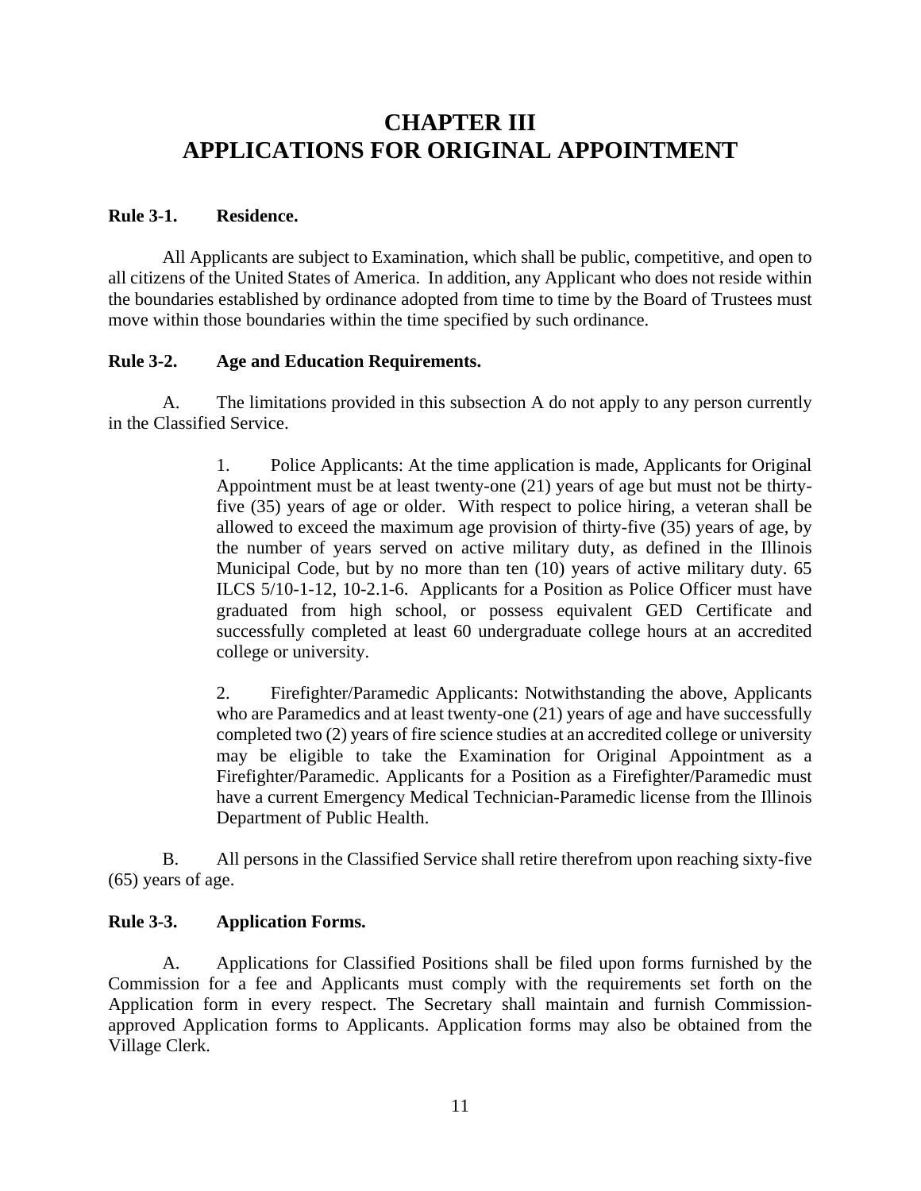# CHAPTER III
# APPLICATIONS FOR ORIGINAL APPOINTMENT

**Rule 3-1. Residence.**

All Applicants are subject to Examination, which shall be public, competitive, and open to all citizens of the United States of America. In addition, any Applicant who does not reside within the boundaries established by ordinance adopted from time to time by the Board of Trustees must move within those boundaries within the time specified by such ordinance.

**Rule 3-2. Age and Education Requirements.**

A. The limitations provided in this subsection A do not apply to any person currently in the Classified Service.

> 1. Police Applicants: At the time application is made, Applicants for Original Appointment must be at least twenty-one (21) years of age but must not be thirty-five (35) years of age or older. With respect to police hiring, a veteran shall be allowed to exceed the maximum age provision of thirty-five (35) years of age, by the number of years served on active military duty, as defined in the Illinois Municipal Code, but by no more than ten (10) years of active military duty. 65 ILCS 5/10-1-12, 10-2.1-6. Applicants for a Position as Police Officer must have graduated from high school, or possess equivalent GED Certificate and successfully completed at least 60 undergraduate college hours at an accredited college or university.
>
> 2. Firefighter/Paramedic Applicants: Notwithstanding the above, Applicants who are Paramedics and at least twenty-one (21) years of age and have successfully completed two (2) years of fire science studies at an accredited college or university may be eligible to take the Examination for Original Appointment as a Firefighter/Paramedic. Applicants for a Position as a Firefighter/Paramedic must have a current Emergency Medical Technician-Paramedic license from the Illinois Department of Public Health.

B. All persons in the Classified Service shall retire therefrom upon reaching sixty-five (65) years of age.

**Rule 3-3. Application Forms.**

A. Applications for Classified Positions shall be filed upon forms furnished by the Commission for a fee and Applicants must comply with the requirements set forth on the Application form in every respect. The Secretary shall maintain and furnish Commission-approved Application forms to Applicants. Application forms may also be obtained from the Village Clerk.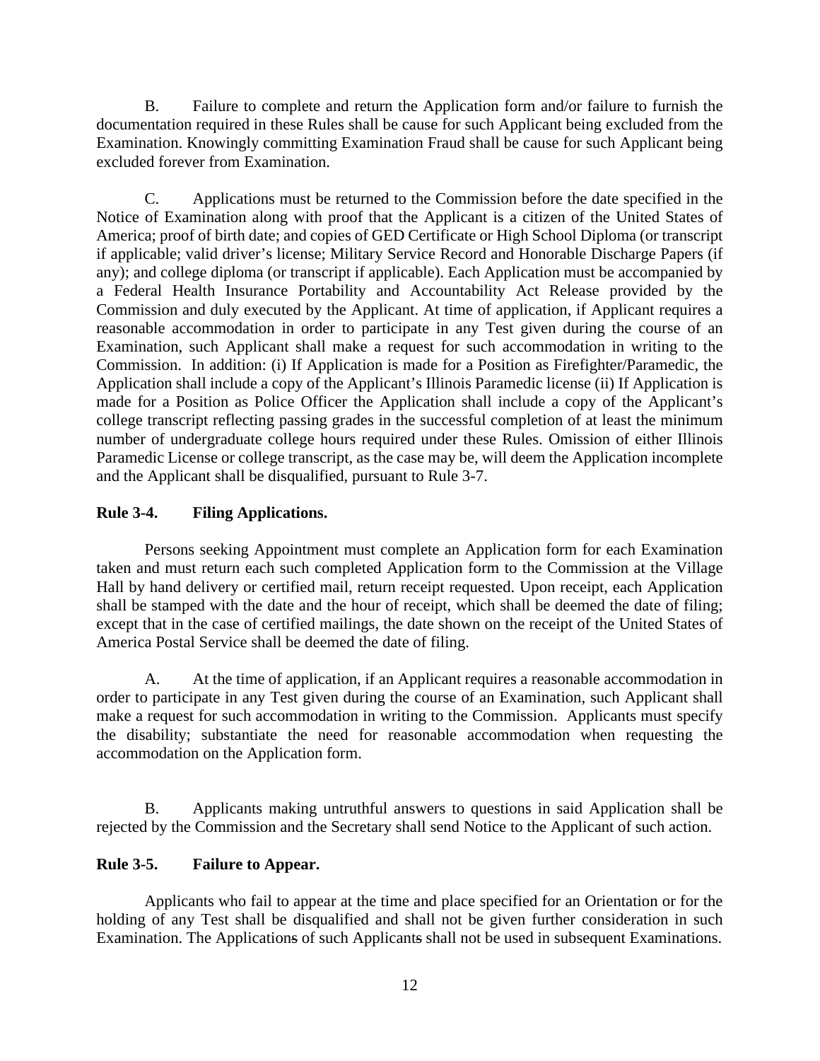B. Failure to complete and return the Application form and/or failure to furnish the documentation required in these Rules shall be cause for such Applicant being excluded from the Examination. Knowingly committing Examination Fraud shall be cause for such Applicant being excluded forever from Examination.

C. Applications must be returned to the Commission before the date specified in the Notice of Examination along with proof that the Applicant is a citizen of the United States of America; proof of birth date; and copies of GED Certificate or High School Diploma (or transcript if applicable; valid driver's license; Military Service Record and Honorable Discharge Papers (if any); and college diploma (or transcript if applicable). Each Application must be accompanied by a Federal Health Insurance Portability and Accountability Act Release provided by the Commission and duly executed by the Applicant. At time of application, if Applicant requires a reasonable accommodation in order to participate in any Test given during the course of an Examination, such Applicant shall make a request for such accommodation in writing to the Commission. In addition: (i) If Application is made for a Position as Firefighter/Paramedic, the Application shall include a copy of the Applicant's Illinois Paramedic license (ii) If Application is made for a Position as Police Officer the Application shall include a copy of the Applicant's college transcript reflecting passing grades in the successful completion of at least the minimum number of undergraduate college hours required under these Rules. Omission of either Illinois Paramedic License or college transcript, as the case may be, will deem the Application incomplete and the Applicant shall be disqualified, pursuant to Rule 3-7.

**Rule 3-4. Filing Applications.**

Persons seeking Appointment must complete an Application form for each Examination taken and must return each such completed Application form to the Commission at the Village Hall by hand delivery or certified mail, return receipt requested. Upon receipt, each Application shall be stamped with the date and the hour of receipt, which shall be deemed the date of filing; except that in the case of certified mailings, the date shown on the receipt of the United States of America Postal Service shall be deemed the date of filing.

A. At the time of application, if an Applicant requires a reasonable accommodation in order to participate in any Test given during the course of an Examination, such Applicant shall make a request for such accommodation in writing to the Commission. Applicants must specify the disability; substantiate the need for reasonable accommodation when requesting the accommodation on the Application form.

B. Applicants making untruthful answers to questions in said Application shall be rejected by the Commission and the Secretary shall send Notice to the Applicant of such action.

**Rule 3-5. Failure to Appear.**

Applicants who fail to appear at the time and place specified for an Orientation or for the holding of any Test shall be disqualified and shall not be given further consideration in such Examination. The Applications of such Applicants shall not be used in subsequent Examinations.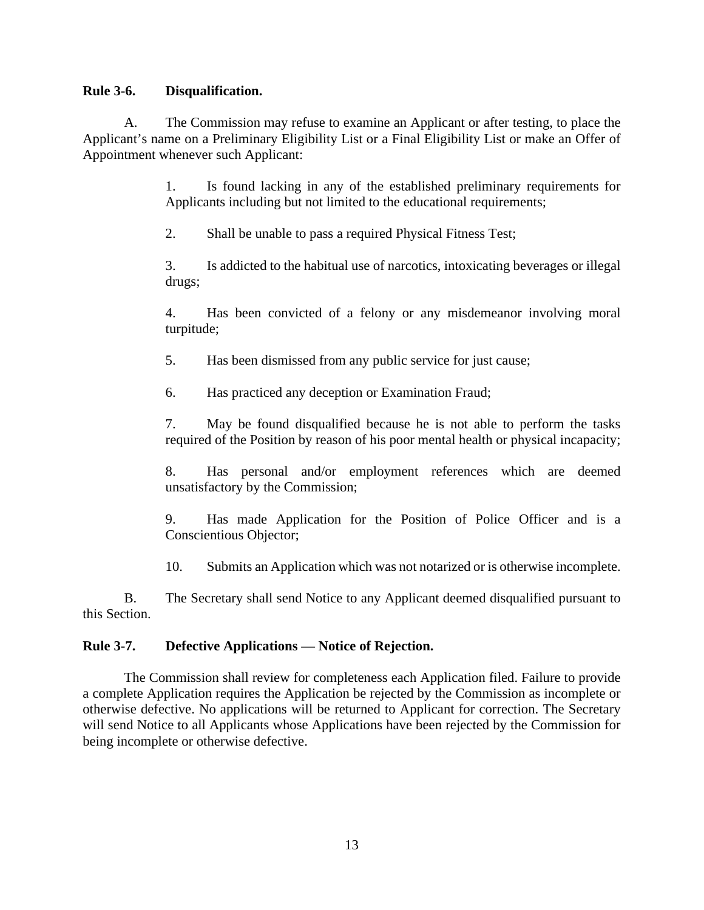**Rule 3-6. Disqualification.**

A. The Commission may refuse to examine an Applicant or after testing, to place the Applicant's name on a Preliminary Eligibility List or a Final Eligibility List or make an Offer of Appointment whenever such Applicant:

1. Is found lacking in any of the established preliminary requirements for Applicants including but not limited to the educational requirements;

2. Shall be unable to pass a required Physical Fitness Test;

3. Is addicted to the habitual use of narcotics, intoxicating beverages or illegal drugs;

4. Has been convicted of a felony or any misdemeanor involving moral turpitude;

5. Has been dismissed from any public service for just cause;

6. Has practiced any deception or Examination Fraud;

7. May be found disqualified because he is not able to perform the tasks required of the Position by reason of his poor mental health or physical incapacity;

8. Has personal and/or employment references which are deemed unsatisfactory by the Commission;

9. Has made Application for the Position of Police Officer and is a Conscientious Objector;

10. Submits an Application which was not notarized or is otherwise incomplete.

B. The Secretary shall send Notice to any Applicant deemed disqualified pursuant to this Section.

**Rule 3-7. Defective Applications — Notice of Rejection.**

The Commission shall review for completeness each Application filed. Failure to provide a complete Application requires the Application be rejected by the Commission as incomplete or otherwise defective. No applications will be returned to Applicant for correction. The Secretary will send Notice to all Applicants whose Applications have been rejected by the Commission for being incomplete or otherwise defective.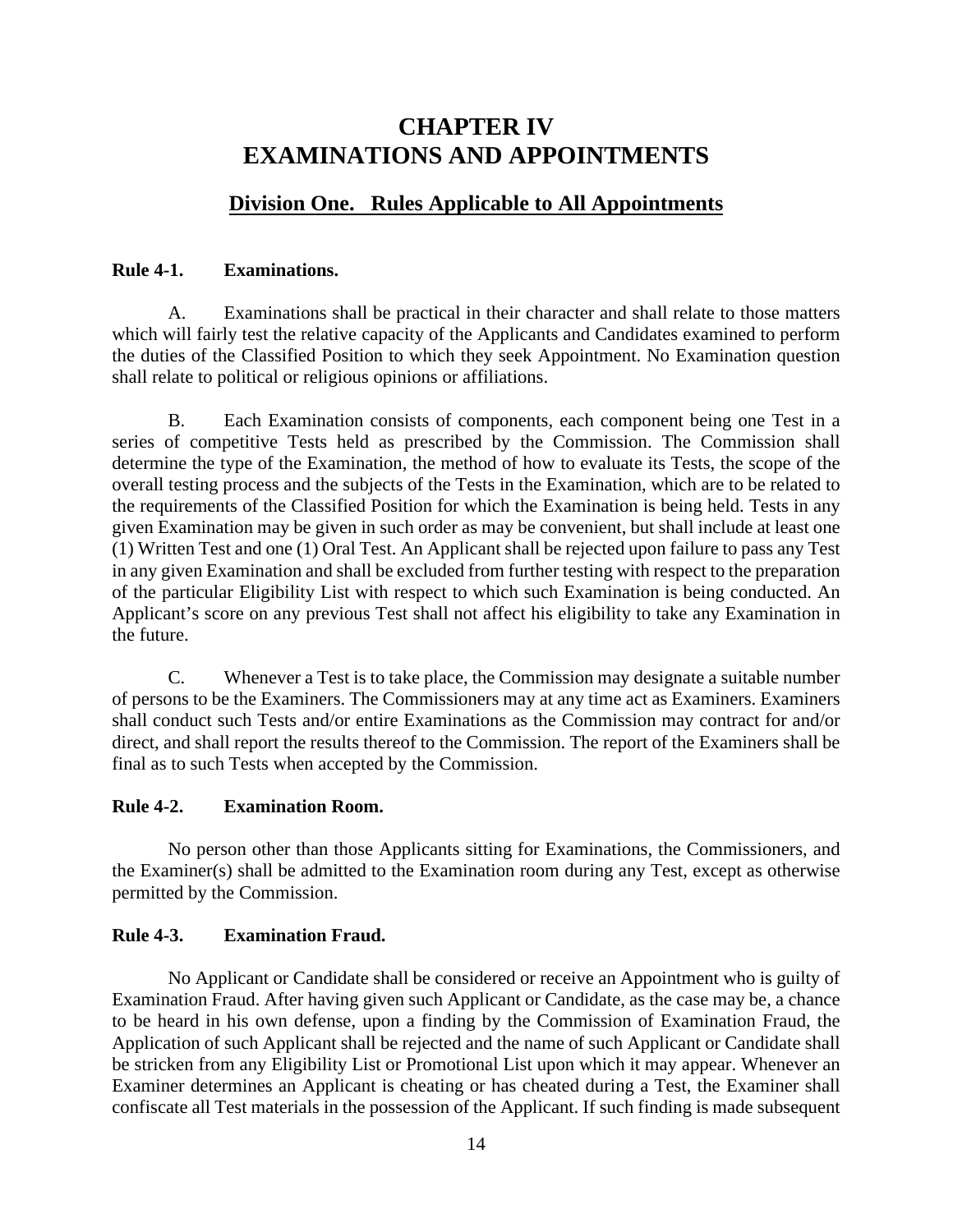# CHAPTER IV
# EXAMINATIONS AND APPOINTMENTS

## Division One. Rules Applicable to All Appointments

**Rule 4-1. Examinations.**

A. Examinations shall be practical in their character and shall relate to those matters which will fairly test the relative capacity of the Applicants and Candidates examined to perform the duties of the Classified Position to which they seek Appointment. No Examination question shall relate to political or religious opinions or affiliations.

B. Each Examination consists of components, each component being one Test in a series of competitive Tests held as prescribed by the Commission. The Commission shall determine the type of the Examination, the method of how to evaluate its Tests, the scope of the overall testing process and the subjects of the Tests in the Examination, which are to be related to the requirements of the Classified Position for which the Examination is being held. Tests in any given Examination may be given in such order as may be convenient, but shall include at least one (1) Written Test and one (1) Oral Test. An Applicant shall be rejected upon failure to pass any Test in any given Examination and shall be excluded from further testing with respect to the preparation of the particular Eligibility List with respect to which such Examination is being conducted. An Applicant's score on any previous Test shall not affect his eligibility to take any Examination in the future.

C. Whenever a Test is to take place, the Commission may designate a suitable number of persons to be the Examiners. The Commissioners may at any time act as Examiners. Examiners shall conduct such Tests and/or entire Examinations as the Commission may contract for and/or direct, and shall report the results thereof to the Commission. The report of the Examiners shall be final as to such Tests when accepted by the Commission.

**Rule 4-2. Examination Room.**

No person other than those Applicants sitting for Examinations, the Commissioners, and the Examiner(s) shall be admitted to the Examination room during any Test, except as otherwise permitted by the Commission.

**Rule 4-3. Examination Fraud.**

No Applicant or Candidate shall be considered or receive an Appointment who is guilty of Examination Fraud. After having given such Applicant or Candidate, as the case may be, a chance to be heard in his own defense, upon a finding by the Commission of Examination Fraud, the Application of such Applicant shall be rejected and the name of such Applicant or Candidate shall be stricken from any Eligibility List or Promotional List upon which it may appear. Whenever an Examiner determines an Applicant is cheating or has cheated during a Test, the Examiner shall confiscate all Test materials in the possession of the Applicant. If such finding is made subsequent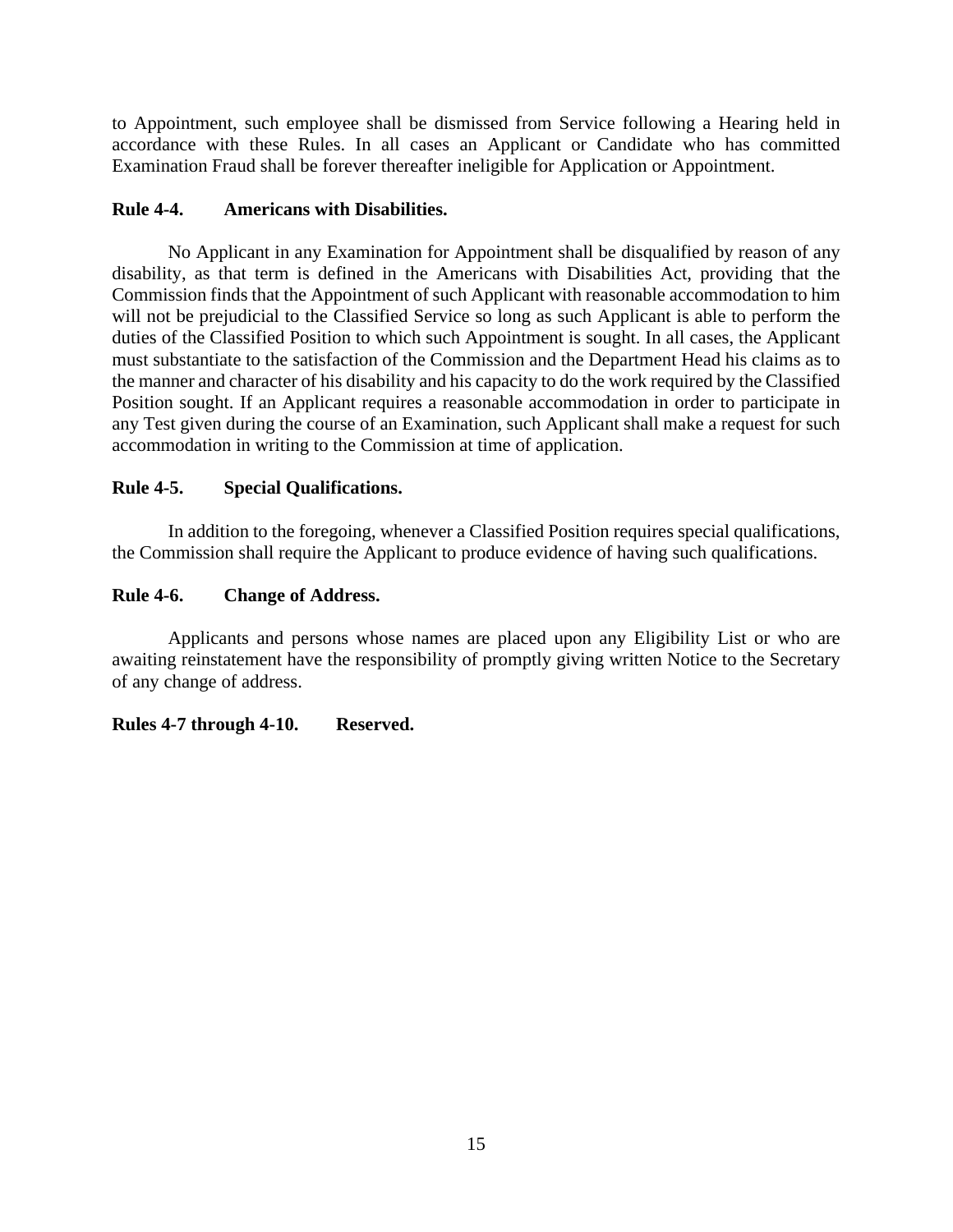to Appointment, such employee shall be dismissed from Service following a Hearing held in accordance with these Rules. In all cases an Applicant or Candidate who has committed Examination Fraud shall be forever thereafter ineligible for Application or Appointment.

**Rule 4-4. Americans with Disabilities.**

No Applicant in any Examination for Appointment shall be disqualified by reason of any disability, as that term is defined in the Americans with Disabilities Act, providing that the Commission finds that the Appointment of such Applicant with reasonable accommodation to him will not be prejudicial to the Classified Service so long as such Applicant is able to perform the duties of the Classified Position to which such Appointment is sought. In all cases, the Applicant must substantiate to the satisfaction of the Commission and the Department Head his claims as to the manner and character of his disability and his capacity to do the work required by the Classified Position sought. If an Applicant requires a reasonable accommodation in order to participate in any Test given during the course of an Examination, such Applicant shall make a request for such accommodation in writing to the Commission at time of application.

**Rule 4-5. Special Qualifications.**

In addition to the foregoing, whenever a Classified Position requires special qualifications, the Commission shall require the Applicant to produce evidence of having such qualifications.

**Rule 4-6. Change of Address.**

Applicants and persons whose names are placed upon any Eligibility List or who are awaiting reinstatement have the responsibility of promptly giving written Notice to the Secretary of any change of address.

**Rules 4-7 through 4-10. Reserved.**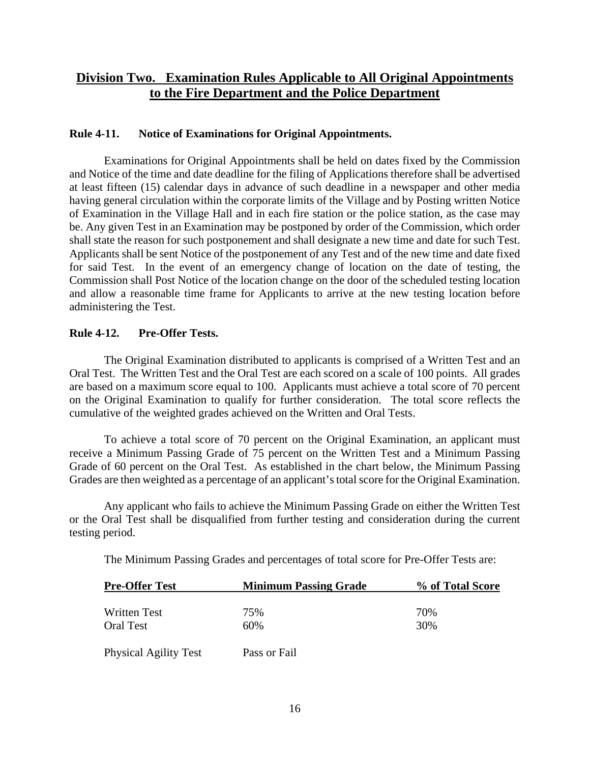## Division Two. Examination Rules Applicable to All Original Appointments to the Fire Department and the Police Department

### Rule 4-11. Notice of Examinations for Original Appointments.

Examinations for Original Appointments shall be held on dates fixed by the Commission and Notice of the time and date deadline for the filing of Applications therefore shall be advertised at least fifteen (15) calendar days in advance of such deadline in a newspaper and other media having general circulation within the corporate limits of the Village and by Posting written Notice of Examination in the Village Hall and in each fire station or the police station, as the case may be. Any given Test in an Examination may be postponed by order of the Commission, which order shall state the reason for such postponement and shall designate a new time and date for such Test. Applicants shall be sent Notice of the postponement of any Test and of the new time and date fixed for said Test. In the event of an emergency change of location on the date of testing, the Commission shall Post Notice of the location change on the door of the scheduled testing location and allow a reasonable time frame for Applicants to arrive at the new testing location before administering the Test.

### Rule 4-12. Pre-Offer Tests.

The Original Examination distributed to applicants is comprised of a Written Test and an Oral Test. The Written Test and the Oral Test are each scored on a scale of 100 points. All grades are based on a maximum score equal to 100. Applicants must achieve a total score of 70 percent on the Original Examination to qualify for further consideration. The total score reflects the cumulative of the weighted grades achieved on the Written and Oral Tests.

To achieve a total score of 70 percent on the Original Examination, an applicant must receive a Minimum Passing Grade of 75 percent on the Written Test and a Minimum Passing Grade of 60 percent on the Oral Test. As established in the chart below, the Minimum Passing Grades are then weighted as a percentage of an applicant's total score for the Original Examination.

Any applicant who fails to achieve the Minimum Passing Grade on either the Written Test or the Oral Test shall be disqualified from further testing and consideration during the current testing period.

The Minimum Passing Grades and percentages of total score for Pre-Offer Tests are:

| Pre-Offer Test | Minimum Passing Grade | % of Total Score |
|---|---|---|
| Written Test | 75% | 70% |
| Oral Test | 60% | 30% |
| Physical Agility Test | Pass or Fail | |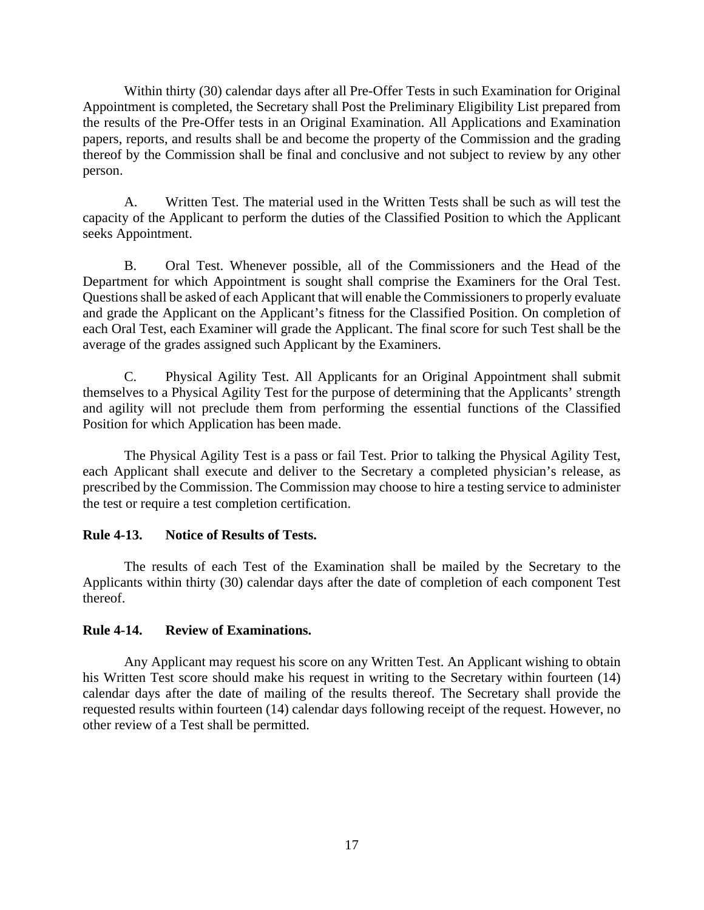Within thirty (30) calendar days after all Pre-Offer Tests in such Examination for Original Appointment is completed, the Secretary shall Post the Preliminary Eligibility List prepared from the results of the Pre-Offer tests in an Original Examination. All Applications and Examination papers, reports, and results shall be and become the property of the Commission and the grading thereof by the Commission shall be final and conclusive and not subject to review by any other person.

A. Written Test. The material used in the Written Tests shall be such as will test the capacity of the Applicant to perform the duties of the Classified Position to which the Applicant seeks Appointment.

B. Oral Test. Whenever possible, all of the Commissioners and the Head of the Department for which Appointment is sought shall comprise the Examiners for the Oral Test. Questions shall be asked of each Applicant that will enable the Commissioners to properly evaluate and grade the Applicant on the Applicant's fitness for the Classified Position. On completion of each Oral Test, each Examiner will grade the Applicant. The final score for such Test shall be the average of the grades assigned such Applicant by the Examiners.

C. Physical Agility Test. All Applicants for an Original Appointment shall submit themselves to a Physical Agility Test for the purpose of determining that the Applicants' strength and agility will not preclude them from performing the essential functions of the Classified Position for which Application has been made.

The Physical Agility Test is a pass or fail Test. Prior to talking the Physical Agility Test, each Applicant shall execute and deliver to the Secretary a completed physician's release, as prescribed by the Commission. The Commission may choose to hire a testing service to administer the test or require a test completion certification.

**Rule 4-13. Notice of Results of Tests.**

The results of each Test of the Examination shall be mailed by the Secretary to the Applicants within thirty (30) calendar days after the date of completion of each component Test thereof.

**Rule 4-14. Review of Examinations.**

Any Applicant may request his score on any Written Test. An Applicant wishing to obtain his Written Test score should make his request in writing to the Secretary within fourteen (14) calendar days after the date of mailing of the results thereof. The Secretary shall provide the requested results within fourteen (14) calendar days following receipt of the request. However, no other review of a Test shall be permitted.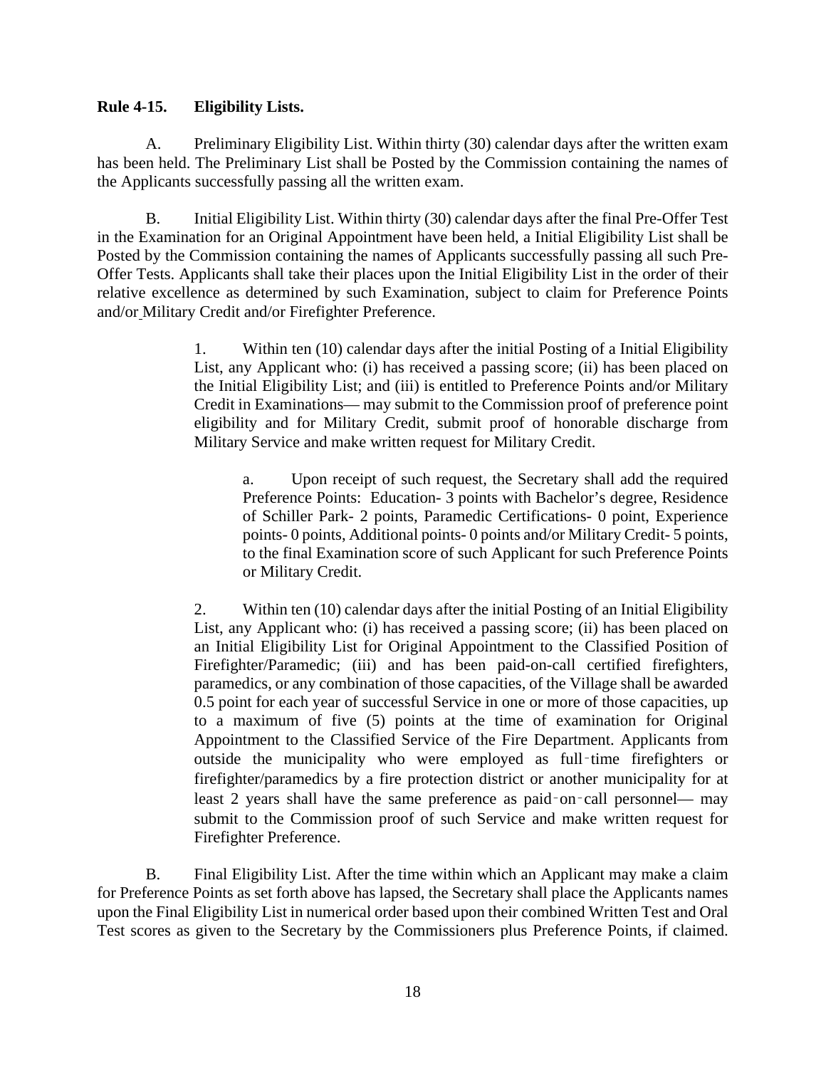**Rule 4-15. Eligibility Lists.**

A. Preliminary Eligibility List. Within thirty (30) calendar days after the written exam has been held. The Preliminary List shall be Posted by the Commission containing the names of the Applicants successfully passing all the written exam.

B. Initial Eligibility List. Within thirty (30) calendar days after the final Pre-Offer Test in the Examination for an Original Appointment have been held, a Initial Eligibility List shall be Posted by the Commission containing the names of Applicants successfully passing all such Pre-Offer Tests. Applicants shall take their places upon the Initial Eligibility List in the order of their relative excellence as determined by such Examination, subject to claim for Preference Points and/or Military Credit and/or Firefighter Preference.

> 1. Within ten (10) calendar days after the initial Posting of a Initial Eligibility List, any Applicant who: (i) has received a passing score; (ii) has been placed on the Initial Eligibility List; and (iii) is entitled to Preference Points and/or Military Credit in Examinations— may submit to the Commission proof of preference point eligibility and for Military Credit, submit proof of honorable discharge from Military Service and make written request for Military Credit.
>
> > a. Upon receipt of such request, the Secretary shall add the required Preference Points: Education- 3 points with Bachelor's degree, Residence of Schiller Park- 2 points, Paramedic Certifications- 0 point, Experience points- 0 points, Additional points- 0 points and/or Military Credit- 5 points, to the final Examination score of such Applicant for such Preference Points or Military Credit.
>
> 2. Within ten (10) calendar days after the initial Posting of an Initial Eligibility List, any Applicant who: (i) has received a passing score; (ii) has been placed on an Initial Eligibility List for Original Appointment to the Classified Position of Firefighter/Paramedic; (iii) and has been paid-on-call certified firefighters, paramedics, or any combination of those capacities, of the Village shall be awarded 0.5 point for each year of successful Service in one or more of those capacities, up to a maximum of five (5) points at the time of examination for Original Appointment to the Classified Service of the Fire Department. Applicants from outside the municipality who were employed as full-time firefighters or firefighter/paramedics by a fire protection district or another municipality for at least 2 years shall have the same preference as paid-on-call personnel— may submit to the Commission proof of such Service and make written request for Firefighter Preference.

B. Final Eligibility List. After the time within which an Applicant may make a claim for Preference Points as set forth above has lapsed, the Secretary shall place the Applicants names upon the Final Eligibility List in numerical order based upon their combined Written Test and Oral Test scores as given to the Secretary by the Commissioners plus Preference Points, if claimed.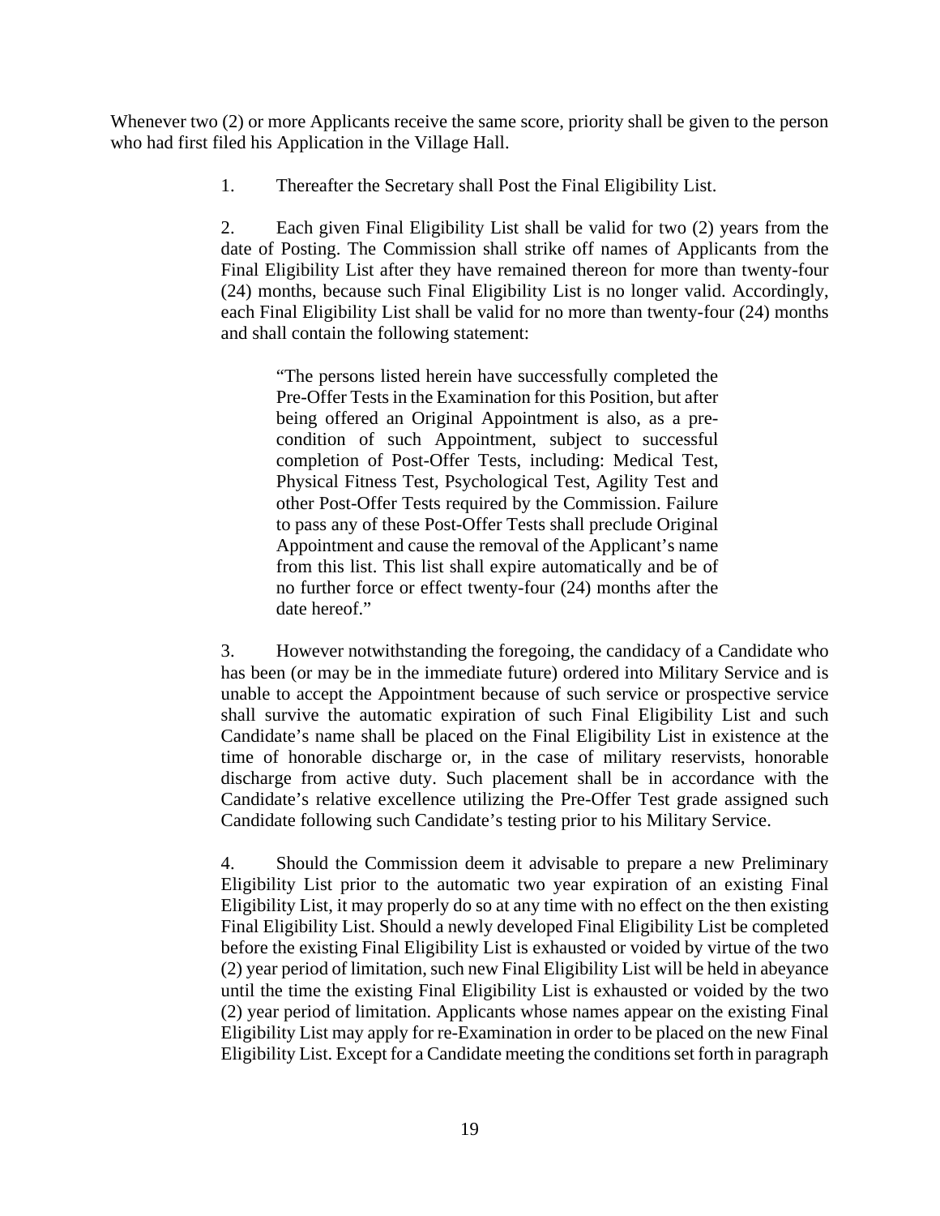Whenever two (2) or more Applicants receive the same score, priority shall be given to the person who had first filed his Application in the Village Hall.

1. Thereafter the Secretary shall Post the Final Eligibility List.

2. Each given Final Eligibility List shall be valid for two (2) years from the date of Posting. The Commission shall strike off names of Applicants from the Final Eligibility List after they have remained thereon for more than twenty-four (24) months, because such Final Eligibility List is no longer valid. Accordingly, each Final Eligibility List shall be valid for no more than twenty-four (24) months and shall contain the following statement:

> "The persons listed herein have successfully completed the Pre-Offer Tests in the Examination for this Position, but after being offered an Original Appointment is also, as a pre-condition of such Appointment, subject to successful completion of Post-Offer Tests, including: Medical Test, Physical Fitness Test, Psychological Test, Agility Test and other Post-Offer Tests required by the Commission. Failure to pass any of these Post-Offer Tests shall preclude Original Appointment and cause the removal of the Applicant's name from this list. This list shall expire automatically and be of no further force or effect twenty-four (24) months after the date hereof."

3. However notwithstanding the foregoing, the candidacy of a Candidate who has been (or may be in the immediate future) ordered into Military Service and is unable to accept the Appointment because of such service or prospective service shall survive the automatic expiration of such Final Eligibility List and such Candidate's name shall be placed on the Final Eligibility List in existence at the time of honorable discharge or, in the case of military reservists, honorable discharge from active duty. Such placement shall be in accordance with the Candidate's relative excellence utilizing the Pre-Offer Test grade assigned such Candidate following such Candidate's testing prior to his Military Service.

4. Should the Commission deem it advisable to prepare a new Preliminary Eligibility List prior to the automatic two year expiration of an existing Final Eligibility List, it may properly do so at any time with no effect on the then existing Final Eligibility List. Should a newly developed Final Eligibility List be completed before the existing Final Eligibility List is exhausted or voided by virtue of the two (2) year period of limitation, such new Final Eligibility List will be held in abeyance until the time the existing Final Eligibility List is exhausted or voided by the two (2) year period of limitation. Applicants whose names appear on the existing Final Eligibility List may apply for re-Examination in order to be placed on the new Final Eligibility List. Except for a Candidate meeting the conditions set forth in paragraph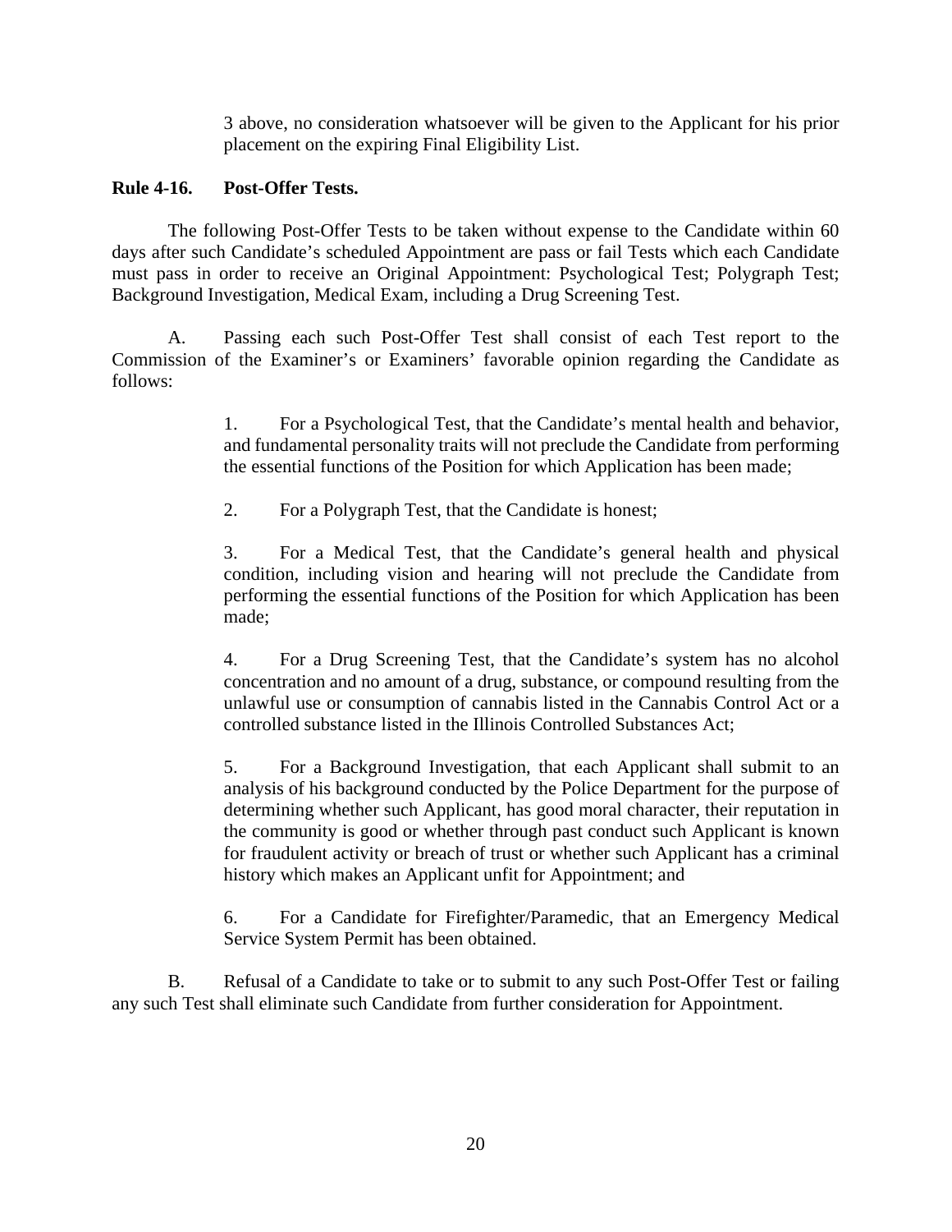3 above, no consideration whatsoever will be given to the Applicant for his prior placement on the expiring Final Eligibility List.

**Rule 4-16. Post-Offer Tests.**

The following Post-Offer Tests to be taken without expense to the Candidate within 60 days after such Candidate's scheduled Appointment are pass or fail Tests which each Candidate must pass in order to receive an Original Appointment: Psychological Test; Polygraph Test; Background Investigation, Medical Exam, including a Drug Screening Test.

A. Passing each such Post-Offer Test shall consist of each Test report to the Commission of the Examiner's or Examiners' favorable opinion regarding the Candidate as follows:

1. For a Psychological Test, that the Candidate's mental health and behavior, and fundamental personality traits will not preclude the Candidate from performing the essential functions of the Position for which Application has been made;

2. For a Polygraph Test, that the Candidate is honest;

3. For a Medical Test, that the Candidate's general health and physical condition, including vision and hearing will not preclude the Candidate from performing the essential functions of the Position for which Application has been made;

4. For a Drug Screening Test, that the Candidate's system has no alcohol concentration and no amount of a drug, substance, or compound resulting from the unlawful use or consumption of cannabis listed in the Cannabis Control Act or a controlled substance listed in the Illinois Controlled Substances Act;

5. For a Background Investigation, that each Applicant shall submit to an analysis of his background conducted by the Police Department for the purpose of determining whether such Applicant, has good moral character, their reputation in the community is good or whether through past conduct such Applicant is known for fraudulent activity or breach of trust or whether such Applicant has a criminal history which makes an Applicant unfit for Appointment; and

6. For a Candidate for Firefighter/Paramedic, that an Emergency Medical Service System Permit has been obtained.

B. Refusal of a Candidate to take or to submit to any such Post-Offer Test or failing any such Test shall eliminate such Candidate from further consideration for Appointment.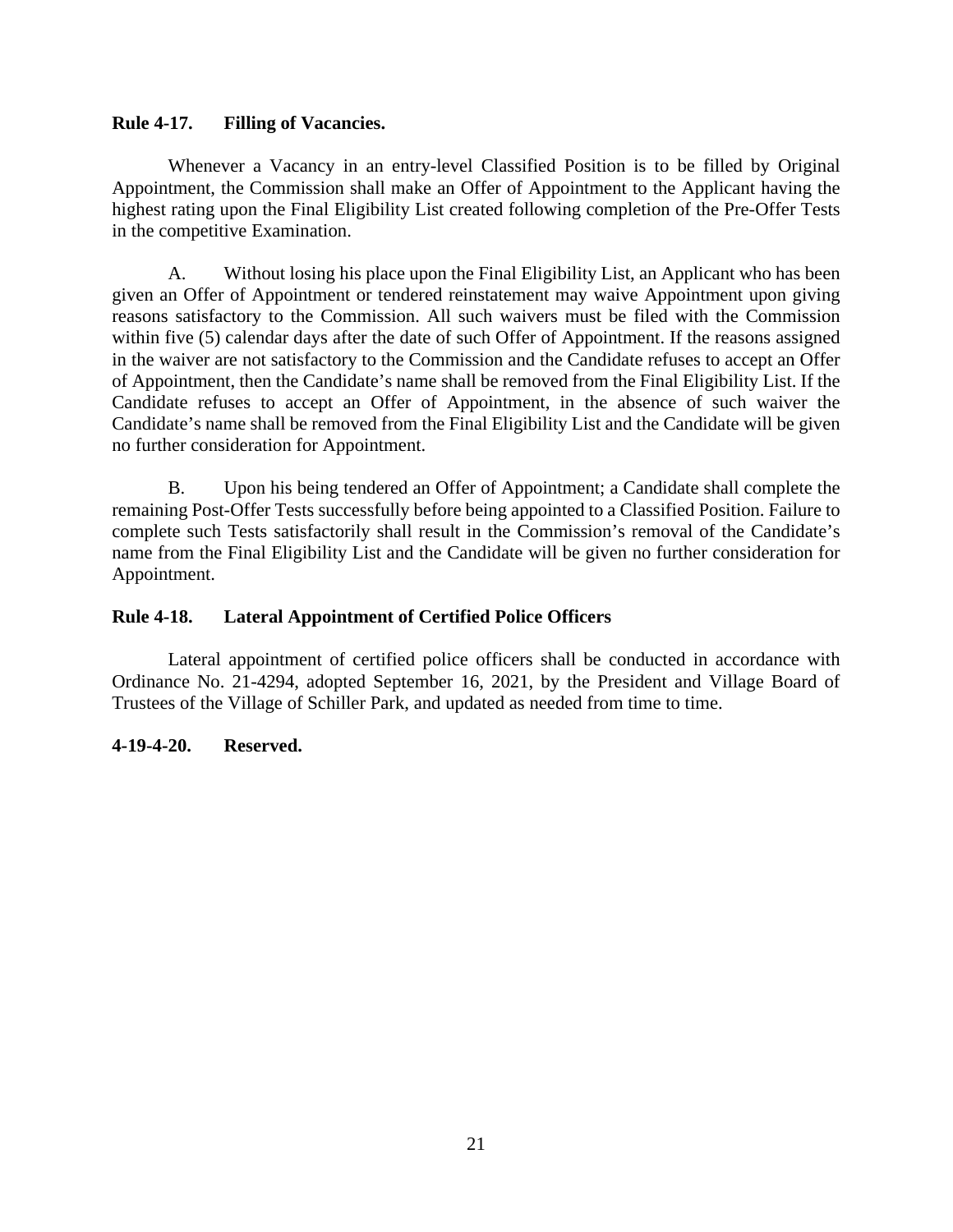**Rule 4-17. Filling of Vacancies.**

Whenever a Vacancy in an entry-level Classified Position is to be filled by Original Appointment, the Commission shall make an Offer of Appointment to the Applicant having the highest rating upon the Final Eligibility List created following completion of the Pre-Offer Tests in the competitive Examination.

A. Without losing his place upon the Final Eligibility List, an Applicant who has been given an Offer of Appointment or tendered reinstatement may waive Appointment upon giving reasons satisfactory to the Commission. All such waivers must be filed with the Commission within five (5) calendar days after the date of such Offer of Appointment. If the reasons assigned in the waiver are not satisfactory to the Commission and the Candidate refuses to accept an Offer of Appointment, then the Candidate's name shall be removed from the Final Eligibility List. If the Candidate refuses to accept an Offer of Appointment, in the absence of such waiver the Candidate's name shall be removed from the Final Eligibility List and the Candidate will be given no further consideration for Appointment.

B. Upon his being tendered an Offer of Appointment; a Candidate shall complete the remaining Post-Offer Tests successfully before being appointed to a Classified Position. Failure to complete such Tests satisfactorily shall result in the Commission's removal of the Candidate's name from the Final Eligibility List and the Candidate will be given no further consideration for Appointment.

**Rule 4-18. Lateral Appointment of Certified Police Officers**

Lateral appointment of certified police officers shall be conducted in accordance with Ordinance No. 21-4294, adopted September 16, 2021, by the President and Village Board of Trustees of the Village of Schiller Park, and updated as needed from time to time.

**4-19-4-20. Reserved.**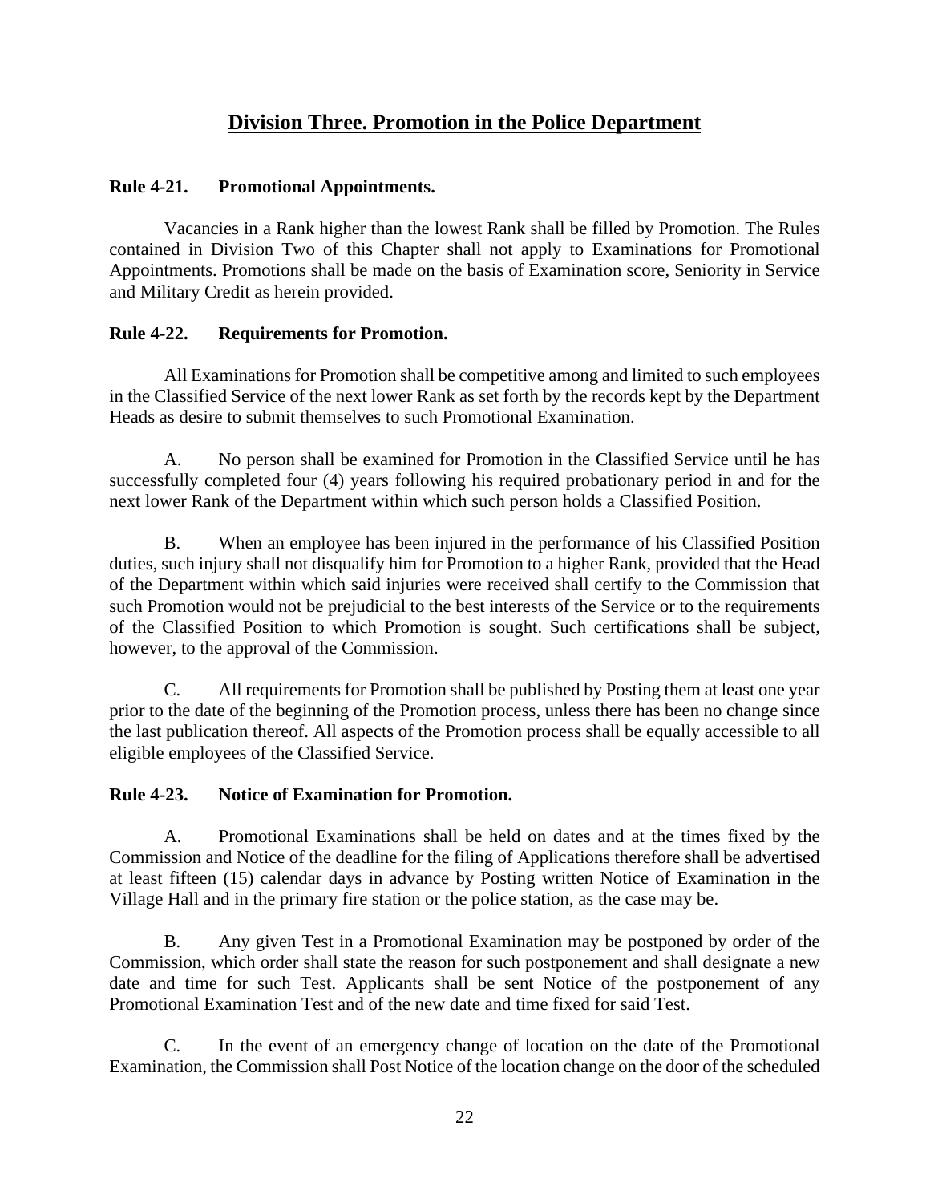## Division Three. Promotion in the Police Department

**Rule 4-21. Promotional Appointments.**

Vacancies in a Rank higher than the lowest Rank shall be filled by Promotion. The Rules contained in Division Two of this Chapter shall not apply to Examinations for Promotional Appointments. Promotions shall be made on the basis of Examination score, Seniority in Service and Military Credit as herein provided.

**Rule 4-22. Requirements for Promotion.**

All Examinations for Promotion shall be competitive among and limited to such employees in the Classified Service of the next lower Rank as set forth by the records kept by the Department Heads as desire to submit themselves to such Promotional Examination.

A. No person shall be examined for Promotion in the Classified Service until he has successfully completed four (4) years following his required probationary period in and for the next lower Rank of the Department within which such person holds a Classified Position.

B. When an employee has been injured in the performance of his Classified Position duties, such injury shall not disqualify him for Promotion to a higher Rank, provided that the Head of the Department within which said injuries were received shall certify to the Commission that such Promotion would not be prejudicial to the best interests of the Service or to the requirements of the Classified Position to which Promotion is sought. Such certifications shall be subject, however, to the approval of the Commission.

C. All requirements for Promotion shall be published by Posting them at least one year prior to the date of the beginning of the Promotion process, unless there has been no change since the last publication thereof. All aspects of the Promotion process shall be equally accessible to all eligible employees of the Classified Service.

**Rule 4-23. Notice of Examination for Promotion.**

A. Promotional Examinations shall be held on dates and at the times fixed by the Commission and Notice of the deadline for the filing of Applications therefore shall be advertised at least fifteen (15) calendar days in advance by Posting written Notice of Examination in the Village Hall and in the primary fire station or the police station, as the case may be.

B. Any given Test in a Promotional Examination may be postponed by order of the Commission, which order shall state the reason for such postponement and shall designate a new date and time for such Test. Applicants shall be sent Notice of the postponement of any Promotional Examination Test and of the new date and time fixed for said Test.

C. In the event of an emergency change of location on the date of the Promotional Examination, the Commission shall Post Notice of the location change on the door of the scheduled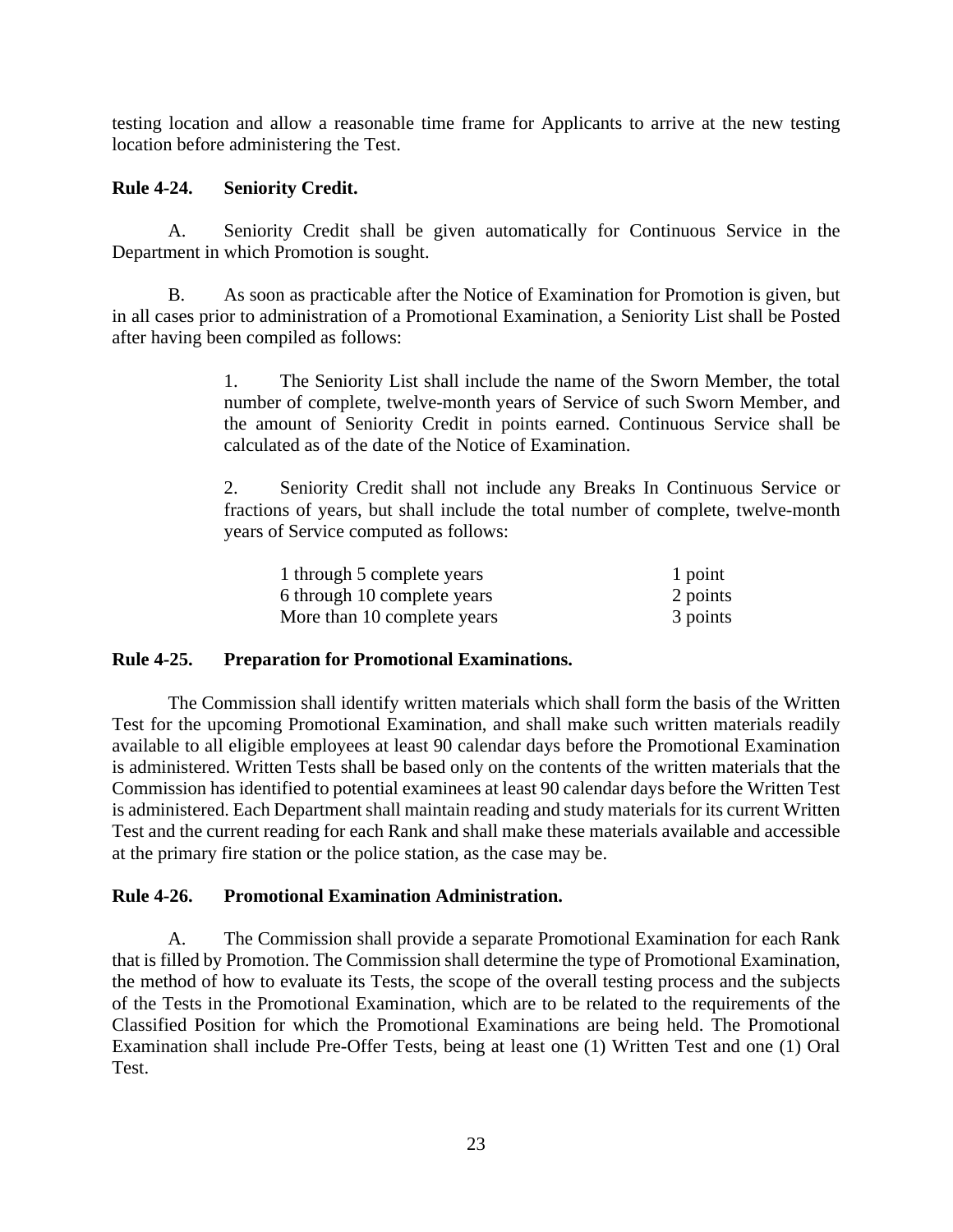testing location and allow a reasonable time frame for Applicants to arrive at the new testing location before administering the Test.

**Rule 4-24. Seniority Credit.**

A. Seniority Credit shall be given automatically for Continuous Service in the Department in which Promotion is sought.

B. As soon as practicable after the Notice of Examination for Promotion is given, but in all cases prior to administration of a Promotional Examination, a Seniority List shall be Posted after having been compiled as follows:

> 1. The Seniority List shall include the name of the Sworn Member, the total number of complete, twelve-month years of Service of such Sworn Member, and the amount of Seniority Credit in points earned. Continuous Service shall be calculated as of the date of the Notice of Examination.
>
> 2. Seniority Credit shall not include any Breaks In Continuous Service or fractions of years, but shall include the total number of complete, twelve-month years of Service computed as follows:

| | |
|---|---|
| 1 through 5 complete years | 1 point |
| 6 through 10 complete years | 2 points |
| More than 10 complete years | 3 points |

**Rule 4-25. Preparation for Promotional Examinations.**

The Commission shall identify written materials which shall form the basis of the Written Test for the upcoming Promotional Examination, and shall make such written materials readily available to all eligible employees at least 90 calendar days before the Promotional Examination is administered. Written Tests shall be based only on the contents of the written materials that the Commission has identified to potential examinees at least 90 calendar days before the Written Test is administered. Each Department shall maintain reading and study materials for its current Written Test and the current reading for each Rank and shall make these materials available and accessible at the primary fire station or the police station, as the case may be.

**Rule 4-26. Promotional Examination Administration.**

A. The Commission shall provide a separate Promotional Examination for each Rank that is filled by Promotion. The Commission shall determine the type of Promotional Examination, the method of how to evaluate its Tests, the scope of the overall testing process and the subjects of the Tests in the Promotional Examination, which are to be related to the requirements of the Classified Position for which the Promotional Examinations are being held. The Promotional Examination shall include Pre-Offer Tests, being at least one (1) Written Test and one (1) Oral Test.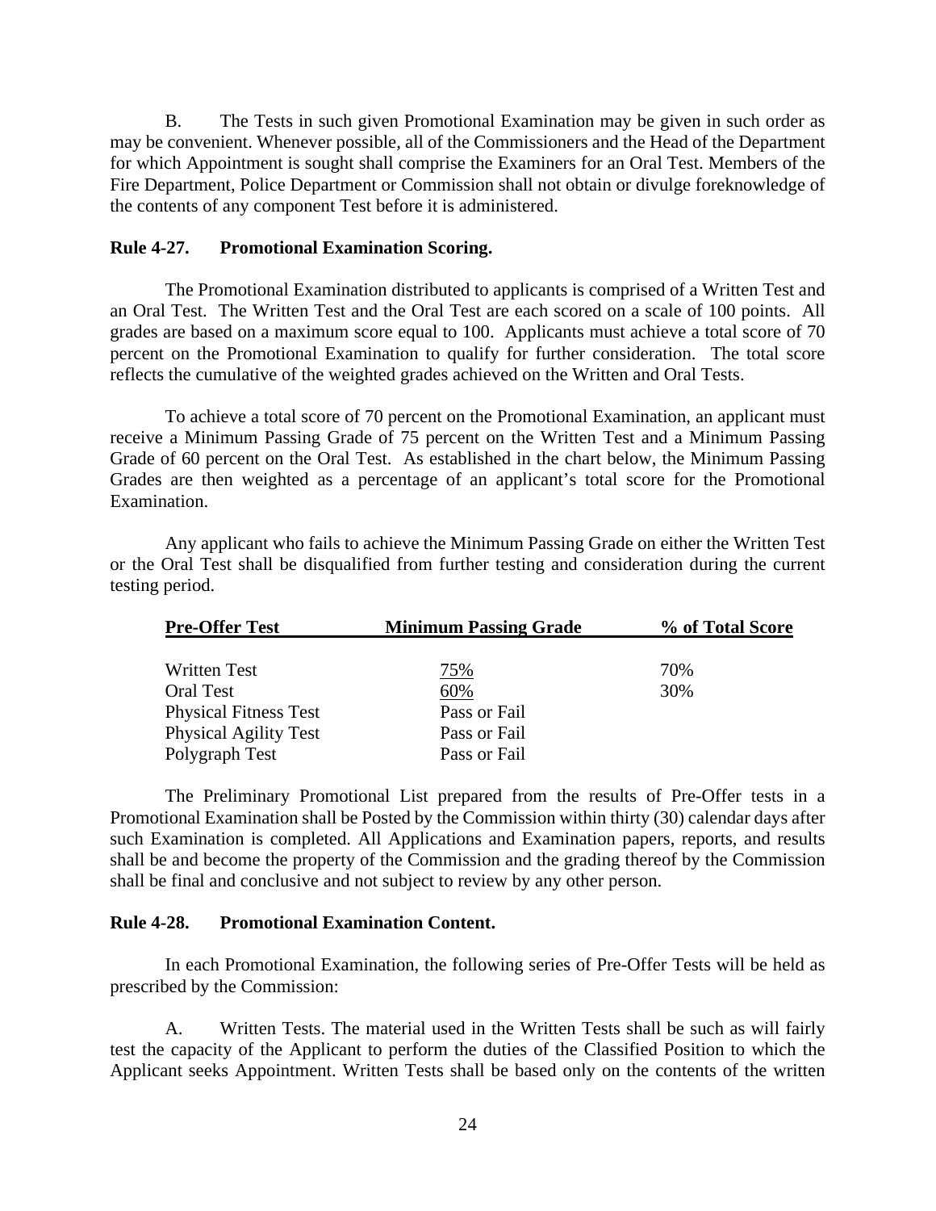B. The Tests in such given Promotional Examination may be given in such order as may be convenient. Whenever possible, all of the Commissioners and the Head of the Department for which Appointment is sought shall comprise the Examiners for an Oral Test. Members of the Fire Department, Police Department or Commission shall not obtain or divulge foreknowledge of the contents of any component Test before it is administered.

**Rule 4-27. Promotional Examination Scoring.**

The Promotional Examination distributed to applicants is comprised of a Written Test and an Oral Test. The Written Test and the Oral Test are each scored on a scale of 100 points. All grades are based on a maximum score equal to 100. Applicants must achieve a total score of 70 percent on the Promotional Examination to qualify for further consideration. The total score reflects the cumulative of the weighted grades achieved on the Written and Oral Tests.

To achieve a total score of 70 percent on the Promotional Examination, an applicant must receive a Minimum Passing Grade of 75 percent on the Written Test and a Minimum Passing Grade of 60 percent on the Oral Test. As established in the chart below, the Minimum Passing Grades are then weighted as a percentage of an applicant's total score for the Promotional Examination.

Any applicant who fails to achieve the Minimum Passing Grade on either the Written Test or the Oral Test shall be disqualified from further testing and consideration during the current testing period.

| Pre-Offer Test | Minimum Passing Grade | % of Total Score |
|---|---|---|
| Written Test | 75% | 70% |
| Oral Test | 60% | 30% |
| Physical Fitness Test | Pass or Fail | |
| Physical Agility Test | Pass or Fail | |
| Polygraph Test | Pass or Fail | |

The Preliminary Promotional List prepared from the results of Pre-Offer tests in a Promotional Examination shall be Posted by the Commission within thirty (30) calendar days after such Examination is completed. All Applications and Examination papers, reports, and results shall be and become the property of the Commission and the grading thereof by the Commission shall be final and conclusive and not subject to review by any other person.

**Rule 4-28. Promotional Examination Content.**

In each Promotional Examination, the following series of Pre-Offer Tests will be held as prescribed by the Commission:

A. Written Tests. The material used in the Written Tests shall be such as will fairly test the capacity of the Applicant to perform the duties of the Classified Position to which the Applicant seeks Appointment. Written Tests shall be based only on the contents of the written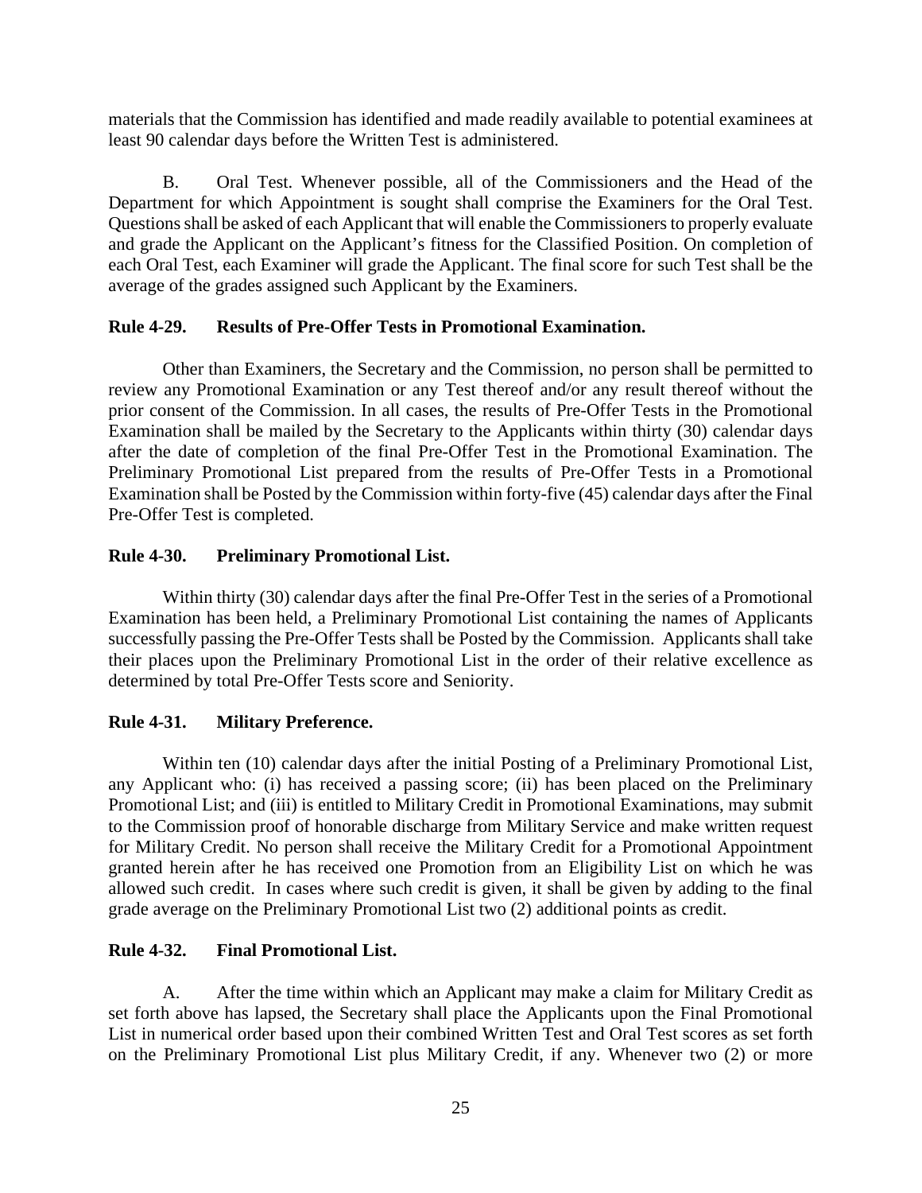materials that the Commission has identified and made readily available to potential examinees at least 90 calendar days before the Written Test is administered.

B. Oral Test. Whenever possible, all of the Commissioners and the Head of the Department for which Appointment is sought shall comprise the Examiners for the Oral Test. Questions shall be asked of each Applicant that will enable the Commissioners to properly evaluate and grade the Applicant on the Applicant's fitness for the Classified Position. On completion of each Oral Test, each Examiner will grade the Applicant. The final score for such Test shall be the average of the grades assigned such Applicant by the Examiners.

**Rule 4-29. Results of Pre-Offer Tests in Promotional Examination.**

Other than Examiners, the Secretary and the Commission, no person shall be permitted to review any Promotional Examination or any Test thereof and/or any result thereof without the prior consent of the Commission. In all cases, the results of Pre-Offer Tests in the Promotional Examination shall be mailed by the Secretary to the Applicants within thirty (30) calendar days after the date of completion of the final Pre-Offer Test in the Promotional Examination. The Preliminary Promotional List prepared from the results of Pre-Offer Tests in a Promotional Examination shall be Posted by the Commission within forty-five (45) calendar days after the Final Pre-Offer Test is completed.

**Rule 4-30. Preliminary Promotional List.**

Within thirty (30) calendar days after the final Pre-Offer Test in the series of a Promotional Examination has been held, a Preliminary Promotional List containing the names of Applicants successfully passing the Pre-Offer Tests shall be Posted by the Commission. Applicants shall take their places upon the Preliminary Promotional List in the order of their relative excellence as determined by total Pre-Offer Tests score and Seniority.

**Rule 4-31. Military Preference.**

Within ten (10) calendar days after the initial Posting of a Preliminary Promotional List, any Applicant who: (i) has received a passing score; (ii) has been placed on the Preliminary Promotional List; and (iii) is entitled to Military Credit in Promotional Examinations, may submit to the Commission proof of honorable discharge from Military Service and make written request for Military Credit. No person shall receive the Military Credit for a Promotional Appointment granted herein after he has received one Promotion from an Eligibility List on which he was allowed such credit. In cases where such credit is given, it shall be given by adding to the final grade average on the Preliminary Promotional List two (2) additional points as credit.

**Rule 4-32. Final Promotional List.**

A. After the time within which an Applicant may make a claim for Military Credit as set forth above has lapsed, the Secretary shall place the Applicants upon the Final Promotional List in numerical order based upon their combined Written Test and Oral Test scores as set forth on the Preliminary Promotional List plus Military Credit, if any. Whenever two (2) or more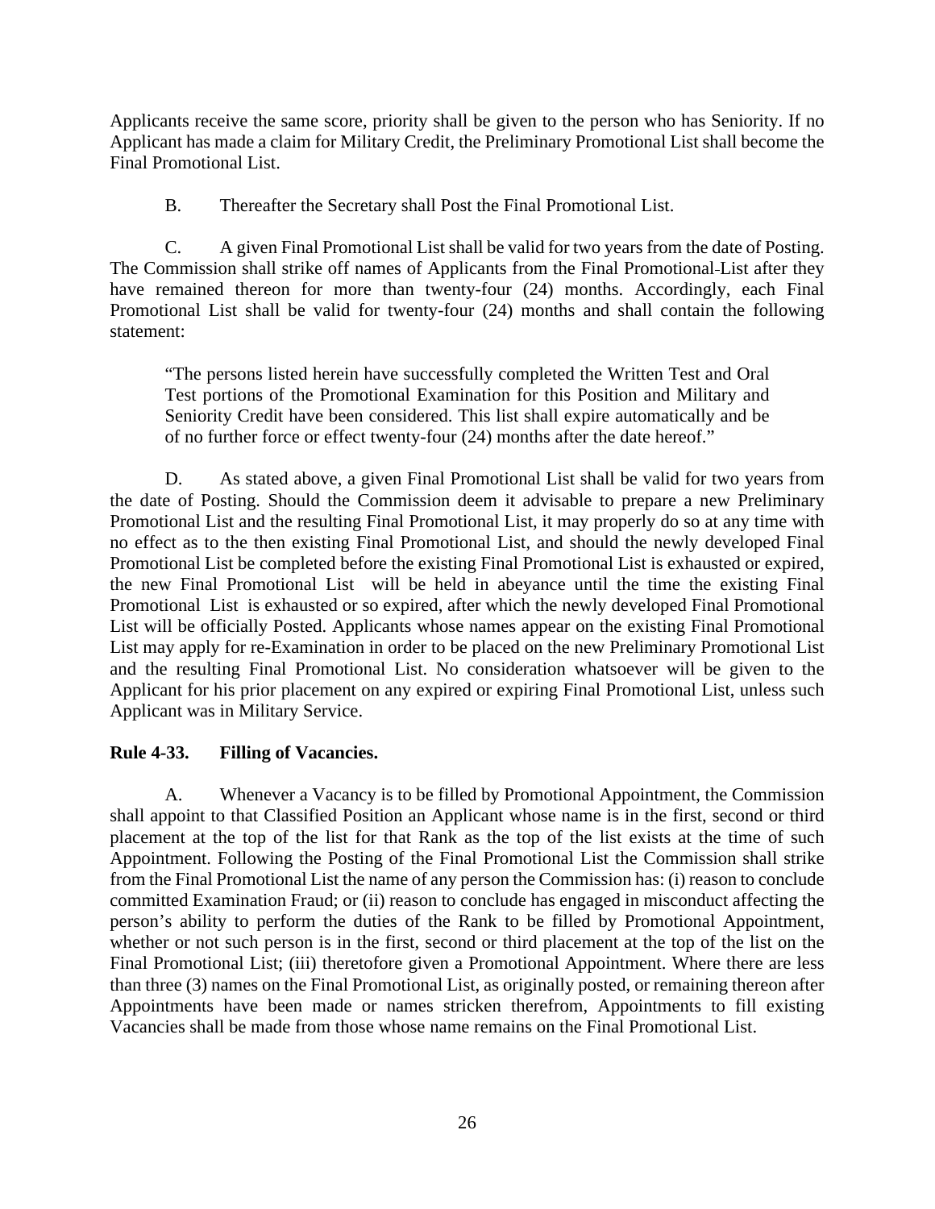Applicants receive the same score, priority shall be given to the person who has Seniority. If no Applicant has made a claim for Military Credit, the Preliminary Promotional List shall become the Final Promotional List.

B. Thereafter the Secretary shall Post the Final Promotional List.

C. A given Final Promotional List shall be valid for two years from the date of Posting. The Commission shall strike off names of Applicants from the Final Promotional List after they have remained thereon for more than twenty-four (24) months. Accordingly, each Final Promotional List shall be valid for twenty-four (24) months and shall contain the following statement:

> "The persons listed herein have successfully completed the Written Test and Oral Test portions of the Promotional Examination for this Position and Military and Seniority Credit have been considered. This list shall expire automatically and be of no further force or effect twenty-four (24) months after the date hereof."

D. As stated above, a given Final Promotional List shall be valid for two years from the date of Posting. Should the Commission deem it advisable to prepare a new Preliminary Promotional List and the resulting Final Promotional List, it may properly do so at any time with no effect as to the then existing Final Promotional List, and should the newly developed Final Promotional List be completed before the existing Final Promotional List is exhausted or expired, the new Final Promotional List will be held in abeyance until the time the existing Final Promotional List is exhausted or so expired, after which the newly developed Final Promotional List will be officially Posted. Applicants whose names appear on the existing Final Promotional List may apply for re-Examination in order to be placed on the new Preliminary Promotional List and the resulting Final Promotional List. No consideration whatsoever will be given to the Applicant for his prior placement on any expired or expiring Final Promotional List, unless such Applicant was in Military Service.

**Rule 4-33. Filling of Vacancies.**

A. Whenever a Vacancy is to be filled by Promotional Appointment, the Commission shall appoint to that Classified Position an Applicant whose name is in the first, second or third placement at the top of the list for that Rank as the top of the list exists at the time of such Appointment. Following the Posting of the Final Promotional List the Commission shall strike from the Final Promotional List the name of any person the Commission has: (i) reason to conclude committed Examination Fraud; or (ii) reason to conclude has engaged in misconduct affecting the person's ability to perform the duties of the Rank to be filled by Promotional Appointment, whether or not such person is in the first, second or third placement at the top of the list on the Final Promotional List; (iii) theretofore given a Promotional Appointment. Where there are less than three (3) names on the Final Promotional List, as originally posted, or remaining thereon after Appointments have been made or names stricken therefrom, Appointments to fill existing Vacancies shall be made from those whose name remains on the Final Promotional List.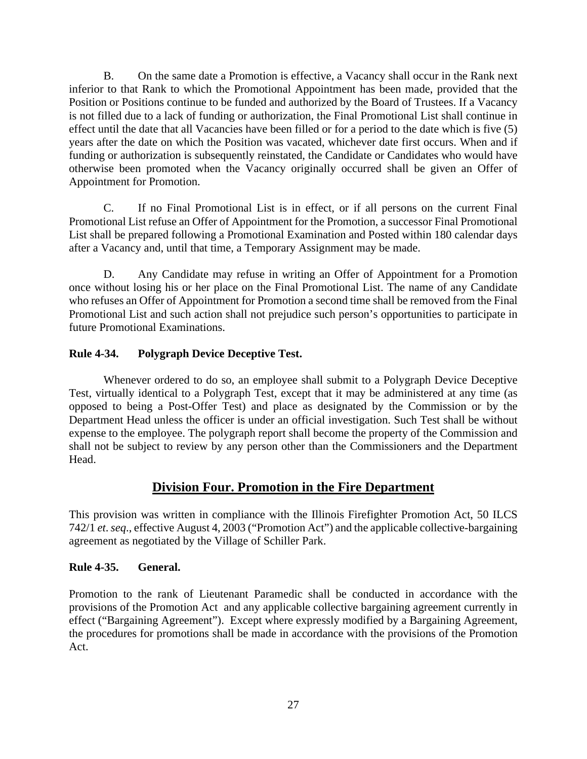B. On the same date a Promotion is effective, a Vacancy shall occur in the Rank next inferior to that Rank to which the Promotional Appointment has been made, provided that the Position or Positions continue to be funded and authorized by the Board of Trustees. If a Vacancy is not filled due to a lack of funding or authorization, the Final Promotional List shall continue in effect until the date that all Vacancies have been filled or for a period to the date which is five (5) years after the date on which the Position was vacated, whichever date first occurs. When and if funding or authorization is subsequently reinstated, the Candidate or Candidates who would have otherwise been promoted when the Vacancy originally occurred shall be given an Offer of Appointment for Promotion.

C. If no Final Promotional List is in effect, or if all persons on the current Final Promotional List refuse an Offer of Appointment for the Promotion, a successor Final Promotional List shall be prepared following a Promotional Examination and Posted within 180 calendar days after a Vacancy and, until that time, a Temporary Assignment may be made.

D. Any Candidate may refuse in writing an Offer of Appointment for a Promotion once without losing his or her place on the Final Promotional List. The name of any Candidate who refuses an Offer of Appointment for Promotion a second time shall be removed from the Final Promotional List and such action shall not prejudice such person's opportunities to participate in future Promotional Examinations.

**Rule 4-34. Polygraph Device Deceptive Test.**

Whenever ordered to do so, an employee shall submit to a Polygraph Device Deceptive Test, virtually identical to a Polygraph Test, except that it may be administered at any time (as opposed to being a Post-Offer Test) and place as designated by the Commission or by the Department Head unless the officer is under an official investigation. Such Test shall be without expense to the employee. The polygraph report shall become the property of the Commission and shall not be subject to review by any person other than the Commissioners and the Department Head.

## Division Four. Promotion in the Fire Department

This provision was written in compliance with the Illinois Firefighter Promotion Act, 50 ILCS 742/1 *et*. *seq*., effective August 4, 2003 ("Promotion Act") and the applicable collective-bargaining agreement as negotiated by the Village of Schiller Park.

**Rule 4-35. General.**

Promotion to the rank of Lieutenant Paramedic shall be conducted in accordance with the provisions of the Promotion Act and any applicable collective bargaining agreement currently in effect ("Bargaining Agreement"). Except where expressly modified by a Bargaining Agreement, the procedures for promotions shall be made in accordance with the provisions of the Promotion Act.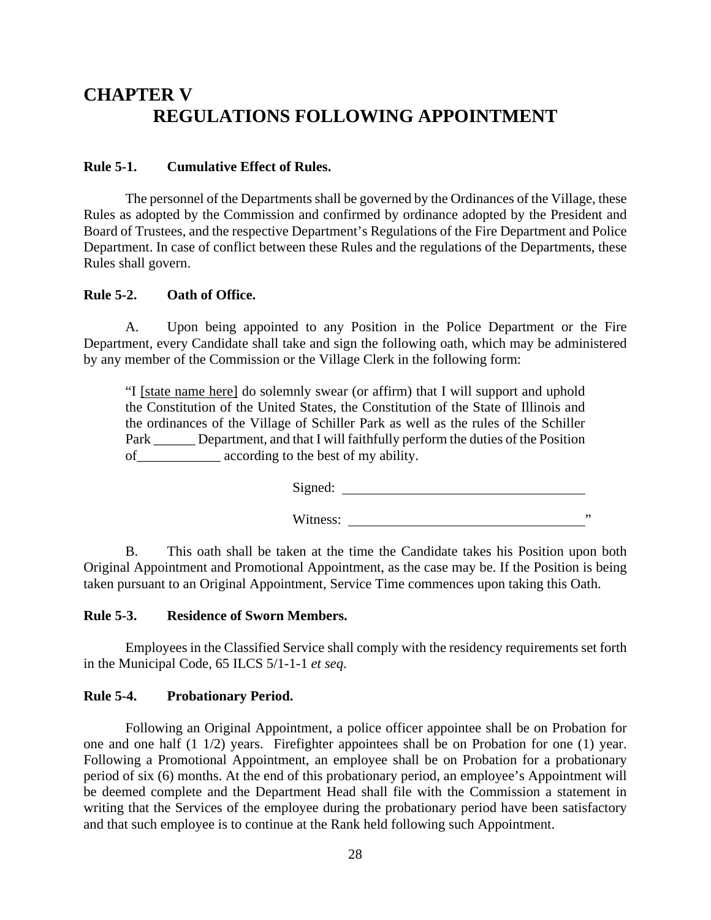# CHAPTER V
## REGULATIONS FOLLOWING APPOINTMENT

**Rule 5-1. Cumulative Effect of Rules.**

The personnel of the Departments shall be governed by the Ordinances of the Village, these Rules as adopted by the Commission and confirmed by ordinance adopted by the President and Board of Trustees, and the respective Department's Regulations of the Fire Department and Police Department. In case of conflict between these Rules and the regulations of the Departments, these Rules shall govern.

**Rule 5-2. Oath of Office.**

A. Upon being appointed to any Position in the Police Department or the Fire Department, every Candidate shall take and sign the following oath, which may be administered by any member of the Commission or the Village Clerk in the following form:

> "I [state name here] do solemnly swear (or affirm) that I will support and uphold the Constitution of the United States, the Constitution of the State of Illinois and the ordinances of the Village of Schiller Park as well as the rules of the Schiller Park ______ Department, and that I will faithfully perform the duties of the Position of____________ according to the best of my ability.
>
> Signed: ______________________________
>
> Witness: ______________________________"

B. This oath shall be taken at the time the Candidate takes his Position upon both Original Appointment and Promotional Appointment, as the case may be. If the Position is being taken pursuant to an Original Appointment, Service Time commences upon taking this Oath.

**Rule 5-3. Residence of Sworn Members.**

Employees in the Classified Service shall comply with the residency requirements set forth in the Municipal Code, 65 ILCS 5/1-1-1 *et seq*.

**Rule 5-4. Probationary Period.**

Following an Original Appointment, a police officer appointee shall be on Probation for one and one half (1 1/2) years. Firefighter appointees shall be on Probation for one (1) year. Following a Promotional Appointment, an employee shall be on Probation for a probationary period of six (6) months. At the end of this probationary period, an employee's Appointment will be deemed complete and the Department Head shall file with the Commission a statement in writing that the Services of the employee during the probationary period have been satisfactory and that such employee is to continue at the Rank held following such Appointment.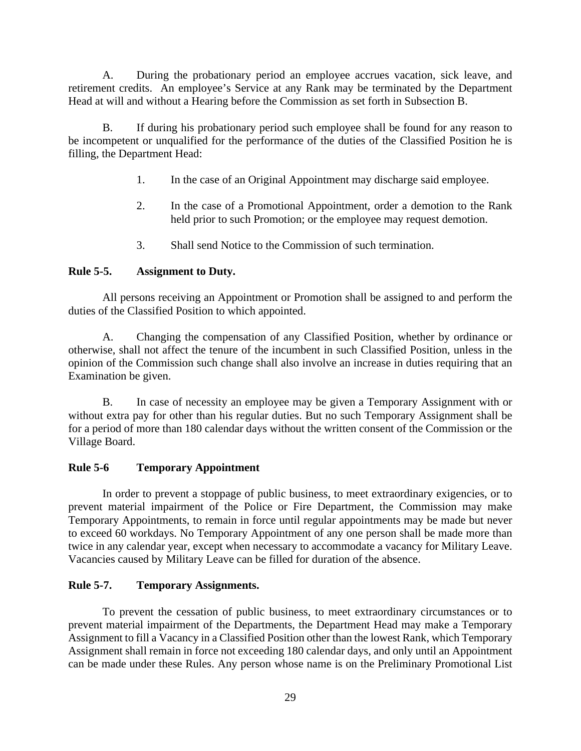A. During the probationary period an employee accrues vacation, sick leave, and retirement credits. An employee's Service at any Rank may be terminated by the Department Head at will and without a Hearing before the Commission as set forth in Subsection B.

B. If during his probationary period such employee shall be found for any reason to be incompetent or unqualified for the performance of the duties of the Classified Position he is filling, the Department Head:

1. In the case of an Original Appointment may discharge said employee.

2. In the case of a Promotional Appointment, order a demotion to the Rank held prior to such Promotion; or the employee may request demotion.

3. Shall send Notice to the Commission of such termination.

**Rule 5-5. Assignment to Duty.**

All persons receiving an Appointment or Promotion shall be assigned to and perform the duties of the Classified Position to which appointed.

A. Changing the compensation of any Classified Position, whether by ordinance or otherwise, shall not affect the tenure of the incumbent in such Classified Position, unless in the opinion of the Commission such change shall also involve an increase in duties requiring that an Examination be given.

B. In case of necessity an employee may be given a Temporary Assignment with or without extra pay for other than his regular duties. But no such Temporary Assignment shall be for a period of more than 180 calendar days without the written consent of the Commission or the Village Board.

**Rule 5-6 Temporary Appointment**

In order to prevent a stoppage of public business, to meet extraordinary exigencies, or to prevent material impairment of the Police or Fire Department, the Commission may make Temporary Appointments, to remain in force until regular appointments may be made but never to exceed 60 workdays. No Temporary Appointment of any one person shall be made more than twice in any calendar year, except when necessary to accommodate a vacancy for Military Leave. Vacancies caused by Military Leave can be filled for duration of the absence.

**Rule 5-7. Temporary Assignments.**

To prevent the cessation of public business, to meet extraordinary circumstances or to prevent material impairment of the Departments, the Department Head may make a Temporary Assignment to fill a Vacancy in a Classified Position other than the lowest Rank, which Temporary Assignment shall remain in force not exceeding 180 calendar days, and only until an Appointment can be made under these Rules. Any person whose name is on the Preliminary Promotional List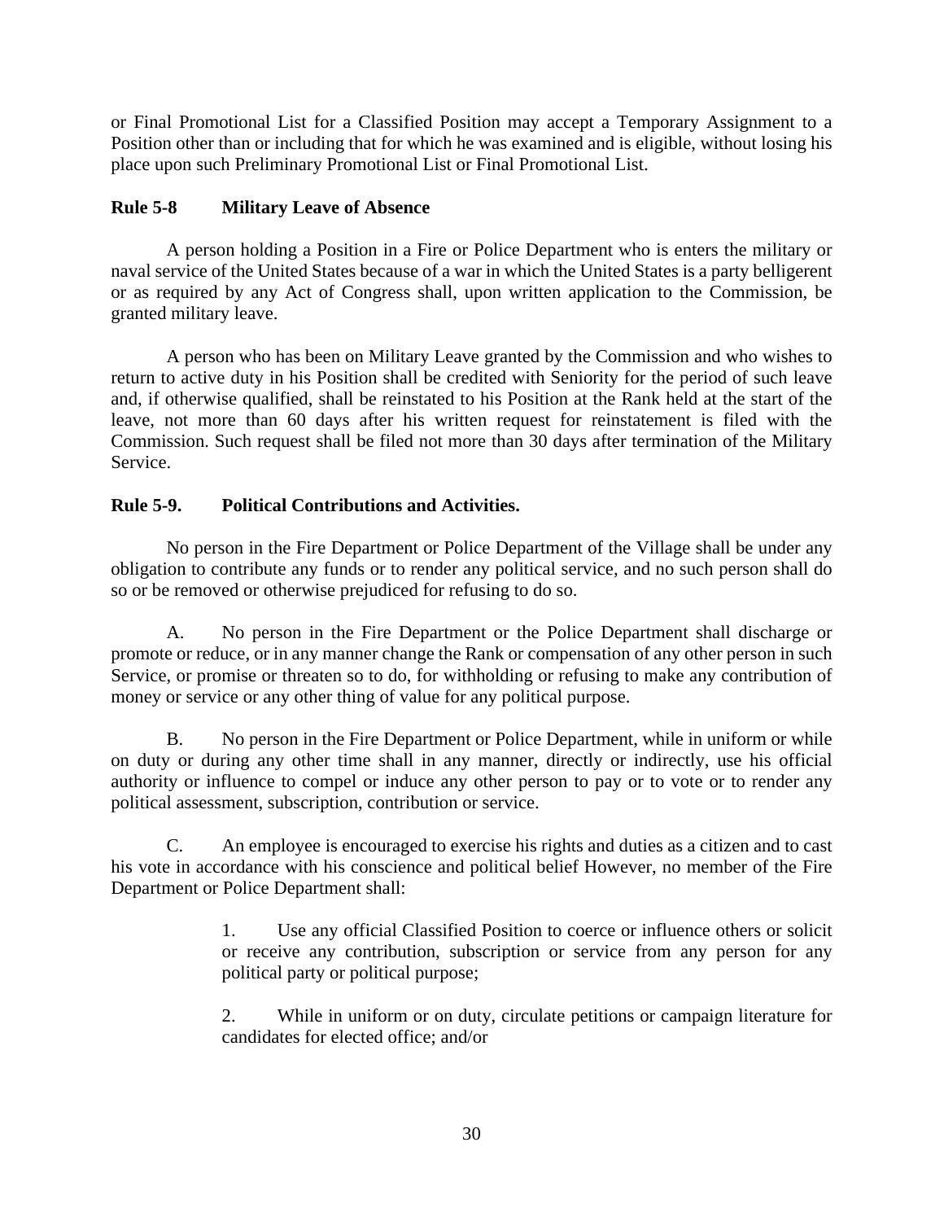or Final Promotional List for a Classified Position may accept a Temporary Assignment to a Position other than or including that for which he was examined and is eligible, without losing his place upon such Preliminary Promotional List or Final Promotional List.

**Rule 5-8 Military Leave of Absence**

A person holding a Position in a Fire or Police Department who is enters the military or naval service of the United States because of a war in which the United States is a party belligerent or as required by any Act of Congress shall, upon written application to the Commission, be granted military leave.

A person who has been on Military Leave granted by the Commission and who wishes to return to active duty in his Position shall be credited with Seniority for the period of such leave and, if otherwise qualified, shall be reinstated to his Position at the Rank held at the start of the leave, not more than 60 days after his written request for reinstatement is filed with the Commission. Such request shall be filed not more than 30 days after termination of the Military Service.

**Rule 5-9. Political Contributions and Activities.**

No person in the Fire Department or Police Department of the Village shall be under any obligation to contribute any funds or to render any political service, and no such person shall do so or be removed or otherwise prejudiced for refusing to do so.

A. No person in the Fire Department or the Police Department shall discharge or promote or reduce, or in any manner change the Rank or compensation of any other person in such Service, or promise or threaten so to do, for withholding or refusing to make any contribution of money or service or any other thing of value for any political purpose.

B. No person in the Fire Department or Police Department, while in uniform or while on duty or during any other time shall in any manner, directly or indirectly, use his official authority or influence to compel or induce any other person to pay or to vote or to render any political assessment, subscription, contribution or service.

C. An employee is encouraged to exercise his rights and duties as a citizen and to cast his vote in accordance with his conscience and political belief However, no member of the Fire Department or Police Department shall:

1. Use any official Classified Position to coerce or influence others or solicit or receive any contribution, subscription or service from any person for any political party or political purpose;

2. While in uniform or on duty, circulate petitions or campaign literature for candidates for elected office; and/or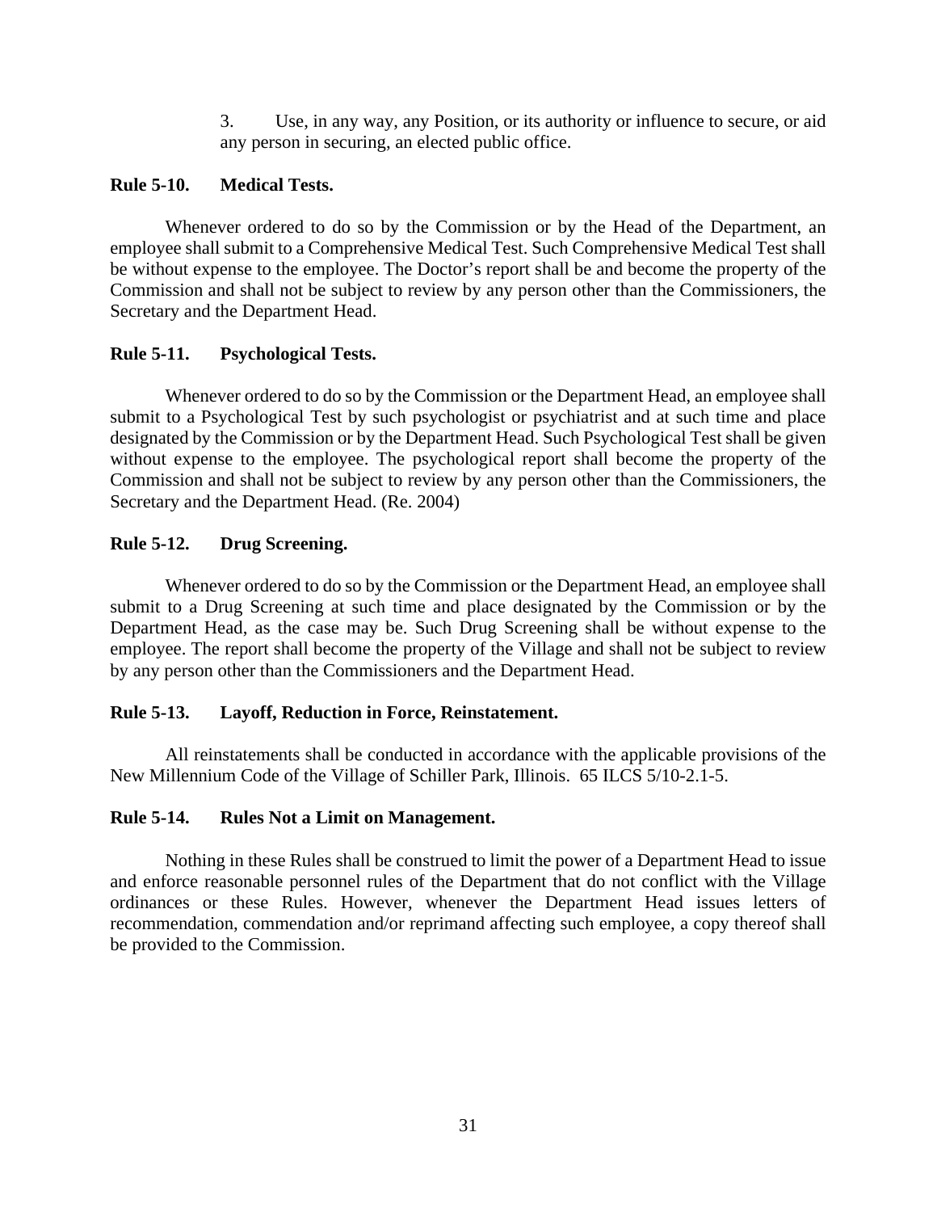3. Use, in any way, any Position, or its authority or influence to secure, or aid any person in securing, an elected public office.

**Rule 5-10. Medical Tests.**

Whenever ordered to do so by the Commission or by the Head of the Department, an employee shall submit to a Comprehensive Medical Test. Such Comprehensive Medical Test shall be without expense to the employee. The Doctor's report shall be and become the property of the Commission and shall not be subject to review by any person other than the Commissioners, the Secretary and the Department Head.

**Rule 5-11. Psychological Tests.**

Whenever ordered to do so by the Commission or the Department Head, an employee shall submit to a Psychological Test by such psychologist or psychiatrist and at such time and place designated by the Commission or by the Department Head. Such Psychological Test shall be given without expense to the employee. The psychological report shall become the property of the Commission and shall not be subject to review by any person other than the Commissioners, the Secretary and the Department Head. (Re. 2004)

**Rule 5-12. Drug Screening.**

Whenever ordered to do so by the Commission or the Department Head, an employee shall submit to a Drug Screening at such time and place designated by the Commission or by the Department Head, as the case may be. Such Drug Screening shall be without expense to the employee. The report shall become the property of the Village and shall not be subject to review by any person other than the Commissioners and the Department Head.

**Rule 5-13. Layoff, Reduction in Force, Reinstatement.**

All reinstatements shall be conducted in accordance with the applicable provisions of the New Millennium Code of the Village of Schiller Park, Illinois. 65 ILCS 5/10-2.1-5.

**Rule 5-14. Rules Not a Limit on Management.**

Nothing in these Rules shall be construed to limit the power of a Department Head to issue and enforce reasonable personnel rules of the Department that do not conflict with the Village ordinances or these Rules. However, whenever the Department Head issues letters of recommendation, commendation and/or reprimand affecting such employee, a copy thereof shall be provided to the Commission.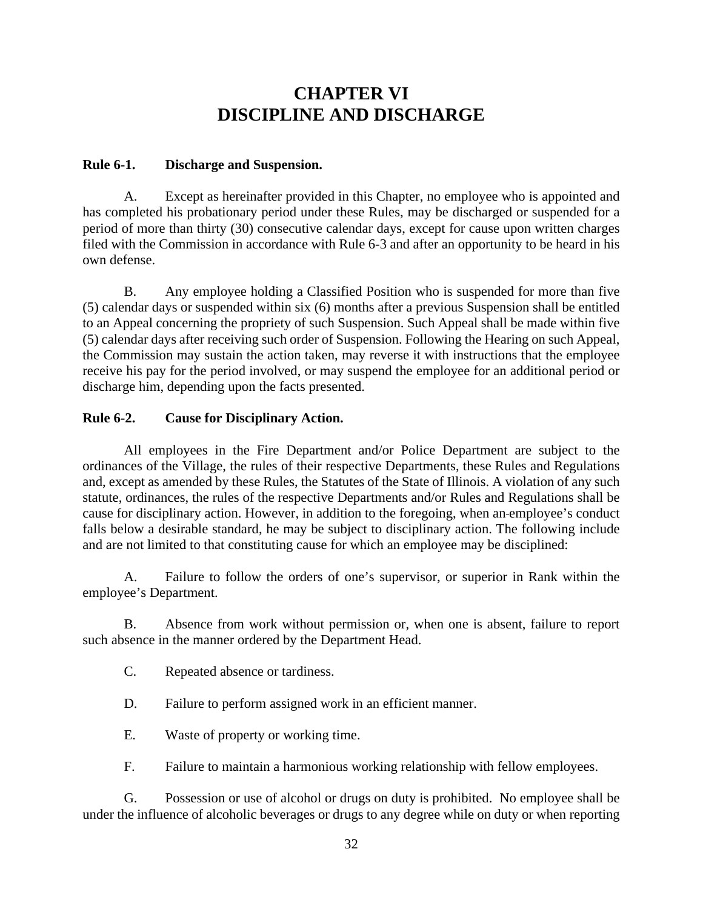# CHAPTER VI
# DISCIPLINE AND DISCHARGE

**Rule 6-1. Discharge and Suspension.**

A. Except as hereinafter provided in this Chapter, no employee who is appointed and has completed his probationary period under these Rules, may be discharged or suspended for a period of more than thirty (30) consecutive calendar days, except for cause upon written charges filed with the Commission in accordance with Rule 6-3 and after an opportunity to be heard in his own defense.

B. Any employee holding a Classified Position who is suspended for more than five (5) calendar days or suspended within six (6) months after a previous Suspension shall be entitled to an Appeal concerning the propriety of such Suspension. Such Appeal shall be made within five (5) calendar days after receiving such order of Suspension. Following the Hearing on such Appeal, the Commission may sustain the action taken, may reverse it with instructions that the employee receive his pay for the period involved, or may suspend the employee for an additional period or discharge him, depending upon the facts presented.

**Rule 6-2. Cause for Disciplinary Action.**

All employees in the Fire Department and/or Police Department are subject to the ordinances of the Village, the rules of their respective Departments, these Rules and Regulations and, except as amended by these Rules, the Statutes of the State of Illinois. A violation of any such statute, ordinances, the rules of the respective Departments and/or Rules and Regulations shall be cause for disciplinary action. However, in addition to the foregoing, when an employee's conduct falls below a desirable standard, he may be subject to disciplinary action. The following include and are not limited to that constituting cause for which an employee may be disciplined:

A. Failure to follow the orders of one's supervisor, or superior in Rank within the employee's Department.

B. Absence from work without permission or, when one is absent, failure to report such absence in the manner ordered by the Department Head.

C. Repeated absence or tardiness.

D. Failure to perform assigned work in an efficient manner.

E. Waste of property or working time.

F. Failure to maintain a harmonious working relationship with fellow employees.

G. Possession or use of alcohol or drugs on duty is prohibited. No employee shall be under the influence of alcoholic beverages or drugs to any degree while on duty or when reporting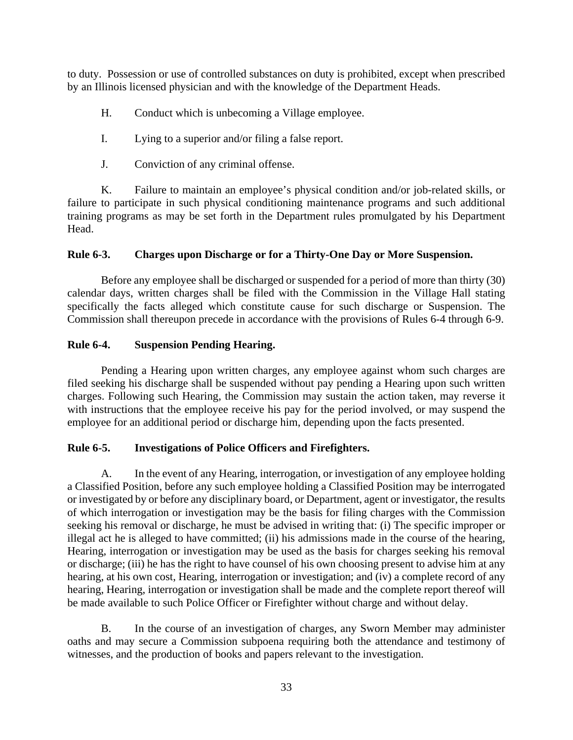to duty. Possession or use of controlled substances on duty is prohibited, except when prescribed by an Illinois licensed physician and with the knowledge of the Department Heads.

H. Conduct which is unbecoming a Village employee.

I. Lying to a superior and/or filing a false report.

J. Conviction of any criminal offense.

K. Failure to maintain an employee's physical condition and/or job-related skills, or failure to participate in such physical conditioning maintenance programs and such additional training programs as may be set forth in the Department rules promulgated by his Department Head.

**Rule 6-3. Charges upon Discharge or for a Thirty-One Day or More Suspension.**

Before any employee shall be discharged or suspended for a period of more than thirty (30) calendar days, written charges shall be filed with the Commission in the Village Hall stating specifically the facts alleged which constitute cause for such discharge or Suspension. The Commission shall thereupon precede in accordance with the provisions of Rules 6-4 through 6-9.

**Rule 6-4. Suspension Pending Hearing.**

Pending a Hearing upon written charges, any employee against whom such charges are filed seeking his discharge shall be suspended without pay pending a Hearing upon such written charges. Following such Hearing, the Commission may sustain the action taken, may reverse it with instructions that the employee receive his pay for the period involved, or may suspend the employee for an additional period or discharge him, depending upon the facts presented.

**Rule 6-5. Investigations of Police Officers and Firefighters.**

A. In the event of any Hearing, interrogation, or investigation of any employee holding a Classified Position, before any such employee holding a Classified Position may be interrogated or investigated by or before any disciplinary board, or Department, agent or investigator, the results of which interrogation or investigation may be the basis for filing charges with the Commission seeking his removal or discharge, he must be advised in writing that: (i) The specific improper or illegal act he is alleged to have committed; (ii) his admissions made in the course of the hearing, Hearing, interrogation or investigation may be used as the basis for charges seeking his removal or discharge; (iii) he has the right to have counsel of his own choosing present to advise him at any hearing, at his own cost, Hearing, interrogation or investigation; and (iv) a complete record of any hearing, Hearing, interrogation or investigation shall be made and the complete report thereof will be made available to such Police Officer or Firefighter without charge and without delay.

B. In the course of an investigation of charges, any Sworn Member may administer oaths and may secure a Commission subpoena requiring both the attendance and testimony of witnesses, and the production of books and papers relevant to the investigation.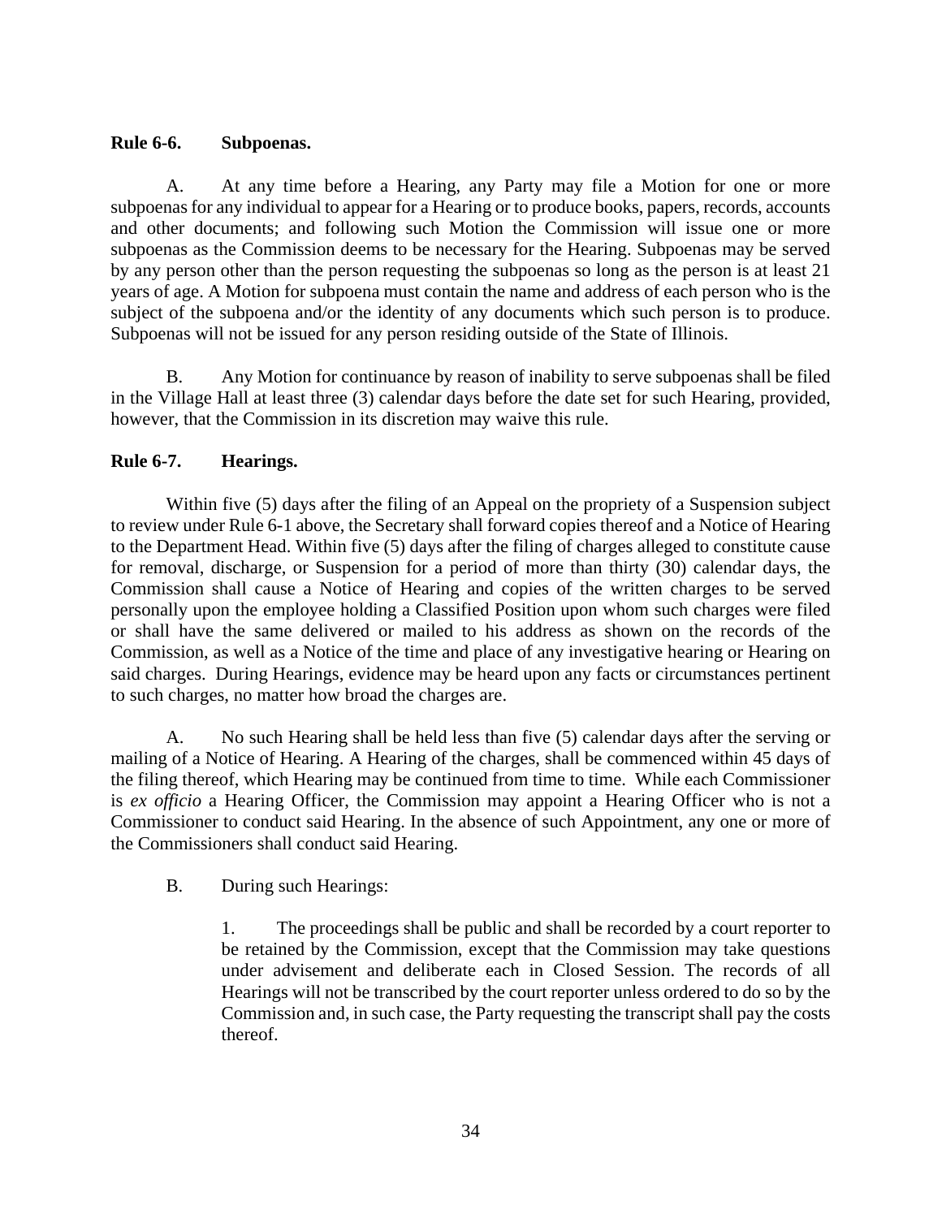**Rule 6-6. Subpoenas.**

A. At any time before a Hearing, any Party may file a Motion for one or more subpoenas for any individual to appear for a Hearing or to produce books, papers, records, accounts and other documents; and following such Motion the Commission will issue one or more subpoenas as the Commission deems to be necessary for the Hearing. Subpoenas may be served by any person other than the person requesting the subpoenas so long as the person is at least 21 years of age. A Motion for subpoena must contain the name and address of each person who is the subject of the subpoena and/or the identity of any documents which such person is to produce. Subpoenas will not be issued for any person residing outside of the State of Illinois.

B. Any Motion for continuance by reason of inability to serve subpoenas shall be filed in the Village Hall at least three (3) calendar days before the date set for such Hearing, provided, however, that the Commission in its discretion may waive this rule.

**Rule 6-7. Hearings.**

Within five (5) days after the filing of an Appeal on the propriety of a Suspension subject to review under Rule 6-1 above, the Secretary shall forward copies thereof and a Notice of Hearing to the Department Head. Within five (5) days after the filing of charges alleged to constitute cause for removal, discharge, or Suspension for a period of more than thirty (30) calendar days, the Commission shall cause a Notice of Hearing and copies of the written charges to be served personally upon the employee holding a Classified Position upon whom such charges were filed or shall have the same delivered or mailed to his address as shown on the records of the Commission, as well as a Notice of the time and place of any investigative hearing or Hearing on said charges. During Hearings, evidence may be heard upon any facts or circumstances pertinent to such charges, no matter how broad the charges are.

A. No such Hearing shall be held less than five (5) calendar days after the serving or mailing of a Notice of Hearing. A Hearing of the charges, shall be commenced within 45 days of the filing thereof, which Hearing may be continued from time to time. While each Commissioner is *ex officio* a Hearing Officer, the Commission may appoint a Hearing Officer who is not a Commissioner to conduct said Hearing. In the absence of such Appointment, any one or more of the Commissioners shall conduct said Hearing.

B. During such Hearings:

1. The proceedings shall be public and shall be recorded by a court reporter to be retained by the Commission, except that the Commission may take questions under advisement and deliberate each in Closed Session. The records of all Hearings will not be transcribed by the court reporter unless ordered to do so by the Commission and, in such case, the Party requesting the transcript shall pay the costs thereof.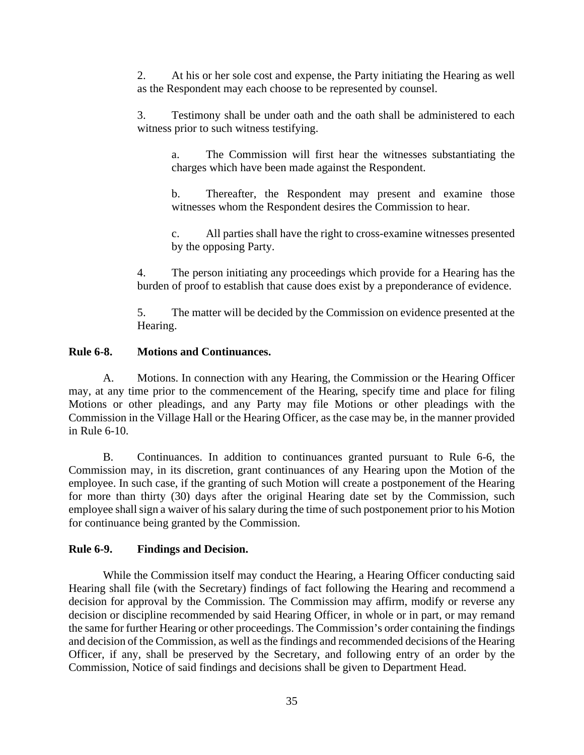2. At his or her sole cost and expense, the Party initiating the Hearing as well as the Respondent may each choose to be represented by counsel.

3. Testimony shall be under oath and the oath shall be administered to each witness prior to such witness testifying.

> a. The Commission will first hear the witnesses substantiating the charges which have been made against the Respondent.
>
> b. Thereafter, the Respondent may present and examine those witnesses whom the Respondent desires the Commission to hear.
>
> c. All parties shall have the right to cross-examine witnesses presented by the opposing Party.

4. The person initiating any proceedings which provide for a Hearing has the burden of proof to establish that cause does exist by a preponderance of evidence.

5. The matter will be decided by the Commission on evidence presented at the Hearing.

**Rule 6-8. Motions and Continuances.**

A. Motions. In connection with any Hearing, the Commission or the Hearing Officer may, at any time prior to the commencement of the Hearing, specify time and place for filing Motions or other pleadings, and any Party may file Motions or other pleadings with the Commission in the Village Hall or the Hearing Officer, as the case may be, in the manner provided in Rule 6-10.

B. Continuances. In addition to continuances granted pursuant to Rule 6-6, the Commission may, in its discretion, grant continuances of any Hearing upon the Motion of the employee. In such case, if the granting of such Motion will create a postponement of the Hearing for more than thirty (30) days after the original Hearing date set by the Commission, such employee shall sign a waiver of his salary during the time of such postponement prior to his Motion for continuance being granted by the Commission.

**Rule 6-9. Findings and Decision.**

While the Commission itself may conduct the Hearing, a Hearing Officer conducting said Hearing shall file (with the Secretary) findings of fact following the Hearing and recommend a decision for approval by the Commission. The Commission may affirm, modify or reverse any decision or discipline recommended by said Hearing Officer, in whole or in part, or may remand the same for further Hearing or other proceedings. The Commission's order containing the findings and decision of the Commission, as well as the findings and recommended decisions of the Hearing Officer, if any, shall be preserved by the Secretary, and following entry of an order by the Commission, Notice of said findings and decisions shall be given to Department Head.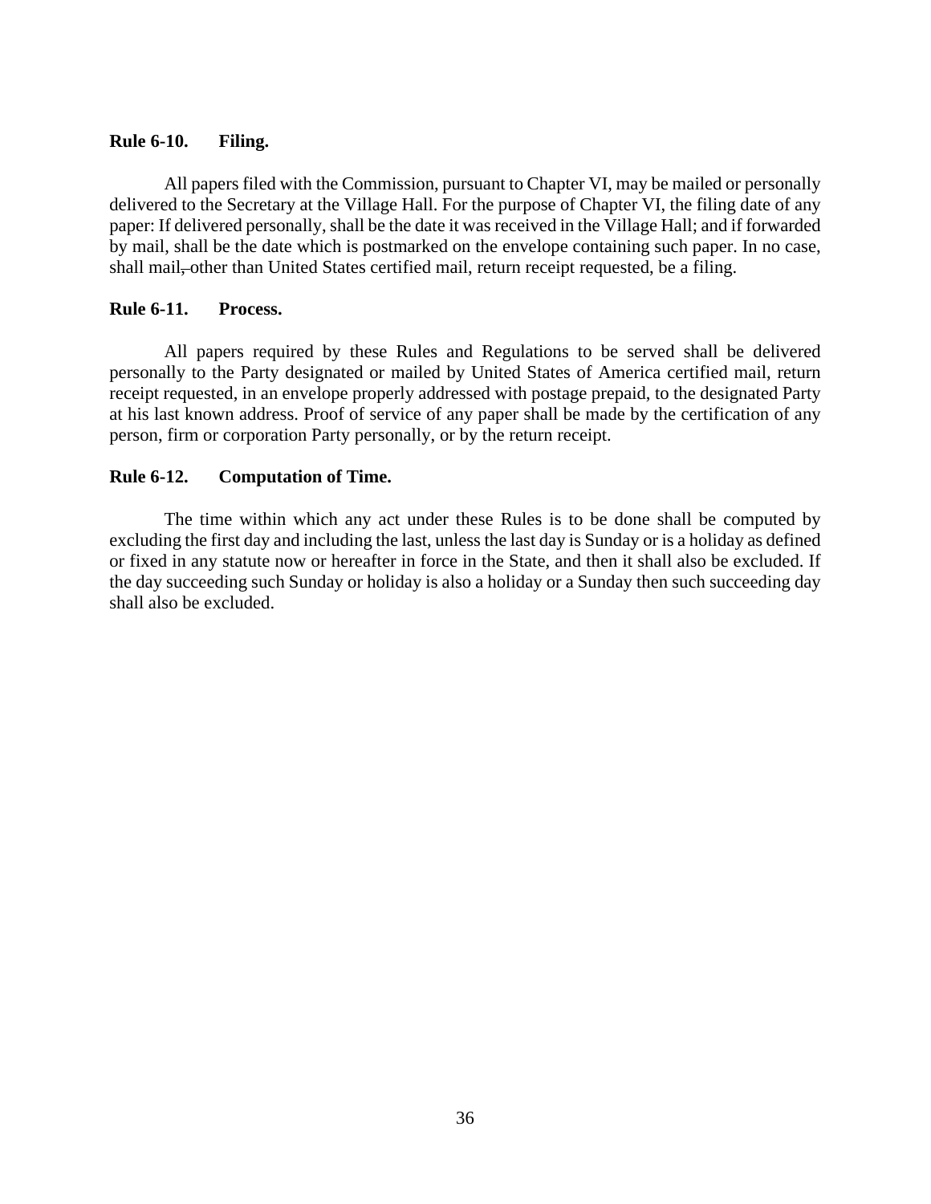**Rule 6-10. Filing.**

All papers filed with the Commission, pursuant to Chapter VI, may be mailed or personally delivered to the Secretary at the Village Hall. For the purpose of Chapter VI, the filing date of any paper: If delivered personally, shall be the date it was received in the Village Hall; and if forwarded by mail, shall be the date which is postmarked on the envelope containing such paper. In no case, shall mail~~,~~ other than United States certified mail, return receipt requested, be a filing.

**Rule 6-11. Process.**

All papers required by these Rules and Regulations to be served shall be delivered personally to the Party designated or mailed by United States of America certified mail, return receipt requested, in an envelope properly addressed with postage prepaid, to the designated Party at his last known address. Proof of service of any paper shall be made by the certification of any person, firm or corporation Party personally, or by the return receipt.

**Rule 6-12. Computation of Time.**

The time within which any act under these Rules is to be done shall be computed by excluding the first day and including the last, unless the last day is Sunday or is a holiday as defined or fixed in any statute now or hereafter in force in the State, and then it shall also be excluded. If the day succeeding such Sunday or holiday is also a holiday or a Sunday then such succeeding day shall also be excluded.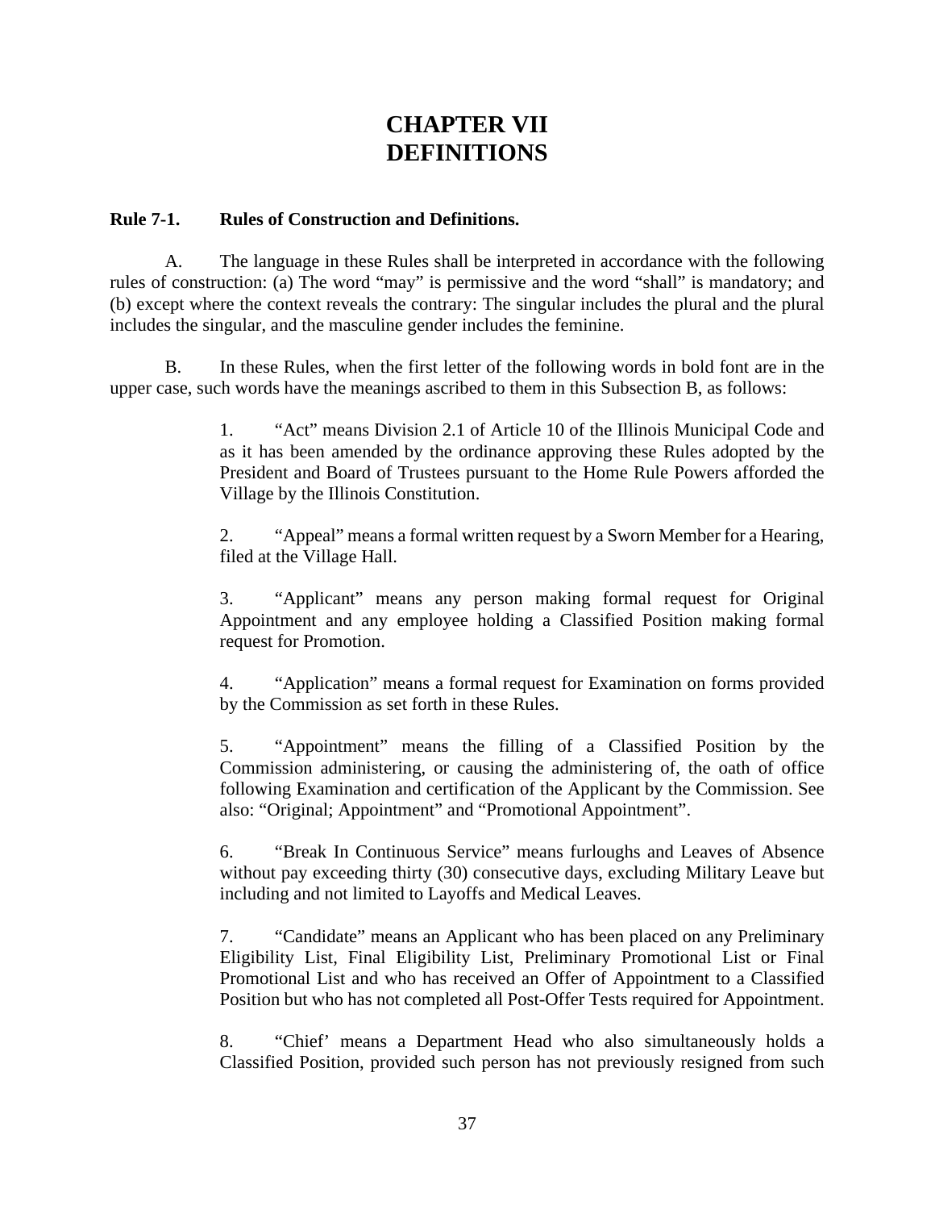# CHAPTER VII
# DEFINITIONS

**Rule 7-1. Rules of Construction and Definitions.**

A. The language in these Rules shall be interpreted in accordance with the following rules of construction: (a) The word "may" is permissive and the word "shall" is mandatory; and (b) except where the context reveals the contrary: The singular includes the plural and the plural includes the singular, and the masculine gender includes the feminine.

B. In these Rules, when the first letter of the following words in bold font are in the upper case, such words have the meanings ascribed to them in this Subsection B, as follows:

1. "Act" means Division 2.1 of Article 10 of the Illinois Municipal Code and as it has been amended by the ordinance approving these Rules adopted by the President and Board of Trustees pursuant to the Home Rule Powers afforded the Village by the Illinois Constitution.

2. "Appeal" means a formal written request by a Sworn Member for a Hearing, filed at the Village Hall.

3. "Applicant" means any person making formal request for Original Appointment and any employee holding a Classified Position making formal request for Promotion.

4. "Application" means a formal request for Examination on forms provided by the Commission as set forth in these Rules.

5. "Appointment" means the filling of a Classified Position by the Commission administering, or causing the administering of, the oath of office following Examination and certification of the Applicant by the Commission. See also: "Original; Appointment" and "Promotional Appointment".

6. "Break In Continuous Service" means furloughs and Leaves of Absence without pay exceeding thirty (30) consecutive days, excluding Military Leave but including and not limited to Layoffs and Medical Leaves.

7. "Candidate" means an Applicant who has been placed on any Preliminary Eligibility List, Final Eligibility List, Preliminary Promotional List or Final Promotional List and who has received an Offer of Appointment to a Classified Position but who has not completed all Post-Offer Tests required for Appointment.

8. "Chief' means a Department Head who also simultaneously holds a Classified Position, provided such person has not previously resigned from such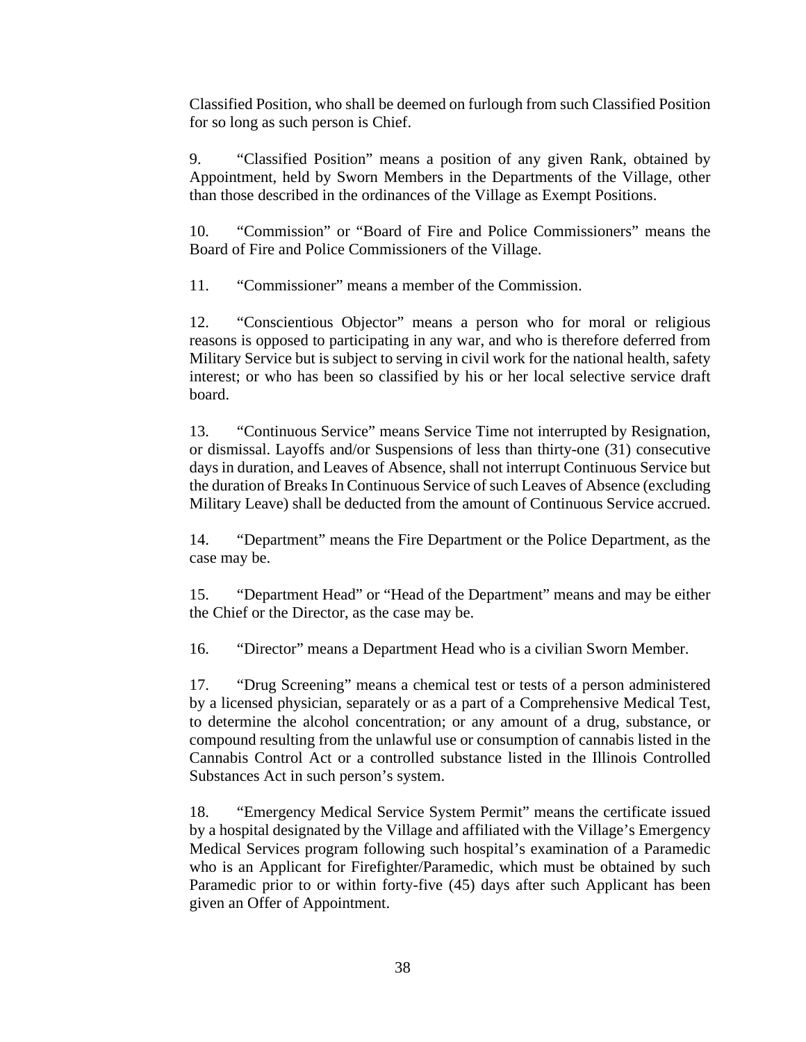Classified Position, who shall be deemed on furlough from such Classified Position for so long as such person is Chief.

9. “Classified Position” means a position of any given Rank, obtained by Appointment, held by Sworn Members in the Departments of the Village, other than those described in the ordinances of the Village as Exempt Positions.

10. “Commission” or “Board of Fire and Police Commissioners” means the Board of Fire and Police Commissioners of the Village.

11. “Commissioner” means a member of the Commission.

12. “Conscientious Objector” means a person who for moral or religious reasons is opposed to participating in any war, and who is therefore deferred from Military Service but is subject to serving in civil work for the national health, safety interest; or who has been so classified by his or her local selective service draft board.

13. “Continuous Service” means Service Time not interrupted by Resignation, or dismissal. Layoffs and/or Suspensions of less than thirty-one (31) consecutive days in duration, and Leaves of Absence, shall not interrupt Continuous Service but the duration of Breaks In Continuous Service of such Leaves of Absence (excluding Military Leave) shall be deducted from the amount of Continuous Service accrued.

14. “Department” means the Fire Department or the Police Department, as the case may be.

15. “Department Head” or “Head of the Department” means and may be either the Chief or the Director, as the case may be.

16. “Director” means a Department Head who is a civilian Sworn Member.

17. “Drug Screening” means a chemical test or tests of a person administered by a licensed physician, separately or as a part of a Comprehensive Medical Test, to determine the alcohol concentration; or any amount of a drug, substance, or compound resulting from the unlawful use or consumption of cannabis listed in the Cannabis Control Act or a controlled substance listed in the Illinois Controlled Substances Act in such person’s system.

18. “Emergency Medical Service System Permit” means the certificate issued by a hospital designated by the Village and affiliated with the Village’s Emergency Medical Services program following such hospital’s examination of a Paramedic who is an Applicant for Firefighter/Paramedic, which must be obtained by such Paramedic prior to or within forty-five (45) days after such Applicant has been given an Offer of Appointment.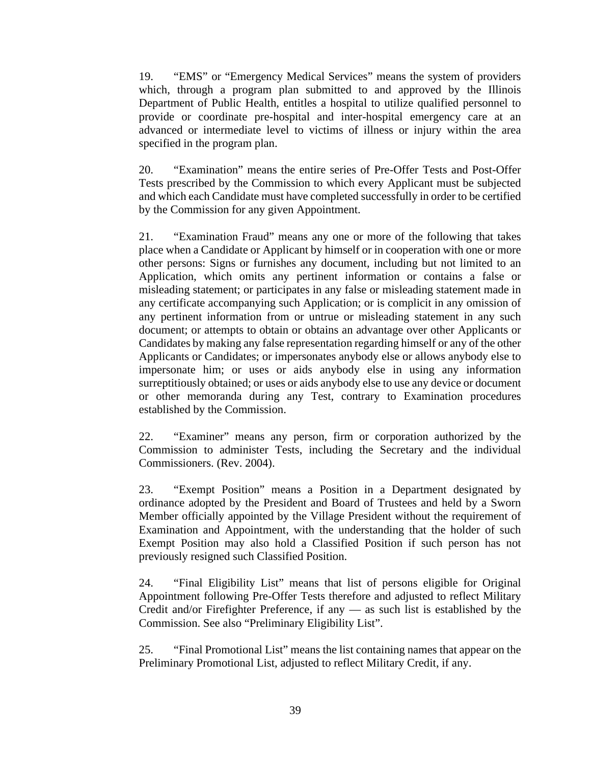19. "EMS" or "Emergency Medical Services" means the system of providers which, through a program plan submitted to and approved by the Illinois Department of Public Health, entitles a hospital to utilize qualified personnel to provide or coordinate pre-hospital and inter-hospital emergency care at an advanced or intermediate level to victims of illness or injury within the area specified in the program plan.

20. "Examination" means the entire series of Pre-Offer Tests and Post-Offer Tests prescribed by the Commission to which every Applicant must be subjected and which each Candidate must have completed successfully in order to be certified by the Commission for any given Appointment.

21. "Examination Fraud" means any one or more of the following that takes place when a Candidate or Applicant by himself or in cooperation with one or more other persons: Signs or furnishes any document, including but not limited to an Application, which omits any pertinent information or contains a false or misleading statement; or participates in any false or misleading statement made in any certificate accompanying such Application; or is complicit in any omission of any pertinent information from or untrue or misleading statement in any such document; or attempts to obtain or obtains an advantage over other Applicants or Candidates by making any false representation regarding himself or any of the other Applicants or Candidates; or impersonates anybody else or allows anybody else to impersonate him; or uses or aids anybody else in using any information surreptitiously obtained; or uses or aids anybody else to use any device or document or other memoranda during any Test, contrary to Examination procedures established by the Commission.

22. "Examiner" means any person, firm or corporation authorized by the Commission to administer Tests, including the Secretary and the individual Commissioners. (Rev. 2004).

23. "Exempt Position" means a Position in a Department designated by ordinance adopted by the President and Board of Trustees and held by a Sworn Member officially appointed by the Village President without the requirement of Examination and Appointment, with the understanding that the holder of such Exempt Position may also hold a Classified Position if such person has not previously resigned such Classified Position.

24. "Final Eligibility List" means that list of persons eligible for Original Appointment following Pre-Offer Tests therefore and adjusted to reflect Military Credit and/or Firefighter Preference, if any — as such list is established by the Commission. See also "Preliminary Eligibility List".

25. "Final Promotional List" means the list containing names that appear on the Preliminary Promotional List, adjusted to reflect Military Credit, if any.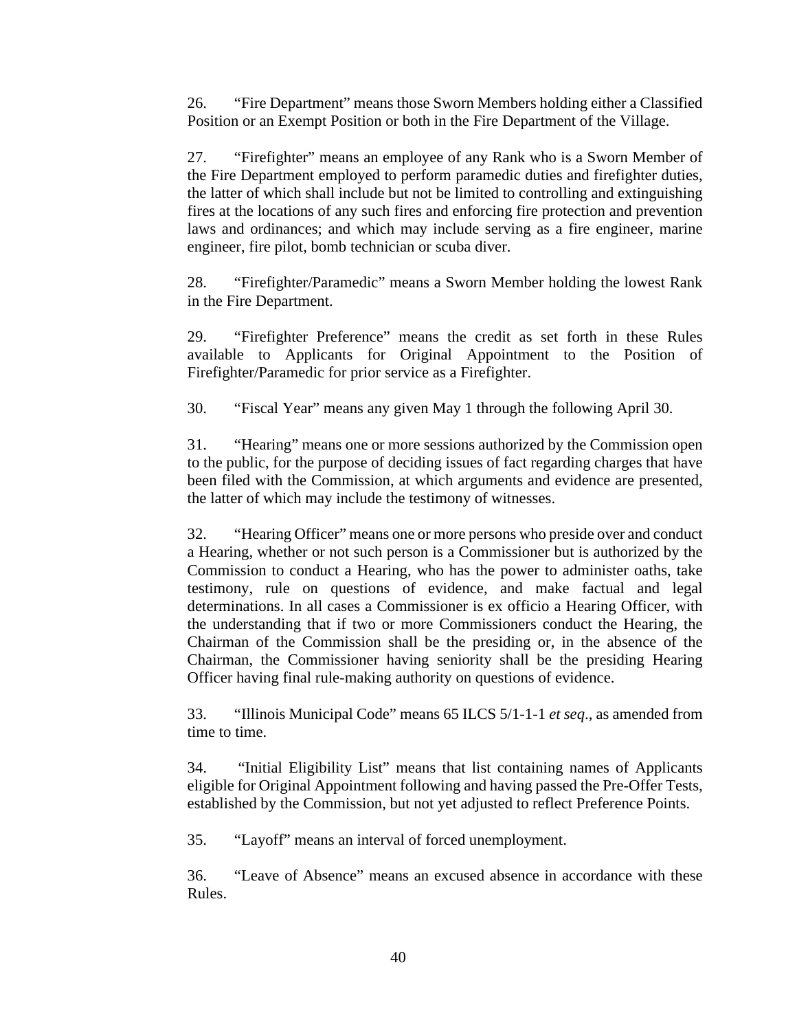26. “Fire Department” means those Sworn Members holding either a Classified Position or an Exempt Position or both in the Fire Department of the Village.

27. “Firefighter” means an employee of any Rank who is a Sworn Member of the Fire Department employed to perform paramedic duties and firefighter duties, the latter of which shall include but not be limited to controlling and extinguishing fires at the locations of any such fires and enforcing fire protection and prevention laws and ordinances; and which may include serving as a fire engineer, marine engineer, fire pilot, bomb technician or scuba diver.

28. “Firefighter/Paramedic” means a Sworn Member holding the lowest Rank in the Fire Department.

29. “Firefighter Preference” means the credit as set forth in these Rules available to Applicants for Original Appointment to the Position of Firefighter/Paramedic for prior service as a Firefighter.

30. “Fiscal Year” means any given May 1 through the following April 30.

31. “Hearing” means one or more sessions authorized by the Commission open to the public, for the purpose of deciding issues of fact regarding charges that have been filed with the Commission, at which arguments and evidence are presented, the latter of which may include the testimony of witnesses.

32. “Hearing Officer” means one or more persons who preside over and conduct a Hearing, whether or not such person is a Commissioner but is authorized by the Commission to conduct a Hearing, who has the power to administer oaths, take testimony, rule on questions of evidence, and make factual and legal determinations. In all cases a Commissioner is ex officio a Hearing Officer, with the understanding that if two or more Commissioners conduct the Hearing, the Chairman of the Commission shall be the presiding or, in the absence of the Chairman, the Commissioner having seniority shall be the presiding Hearing Officer having final rule-making authority on questions of evidence.

33. “Illinois Municipal Code” means 65 ILCS 5/1-1-1 *et seq*., as amended from time to time.

34. “Initial Eligibility List” means that list containing names of Applicants eligible for Original Appointment following and having passed the Pre-Offer Tests, established by the Commission, but not yet adjusted to reflect Preference Points.

35. “Layoff” means an interval of forced unemployment.

36. “Leave of Absence” means an excused absence in accordance with these Rules.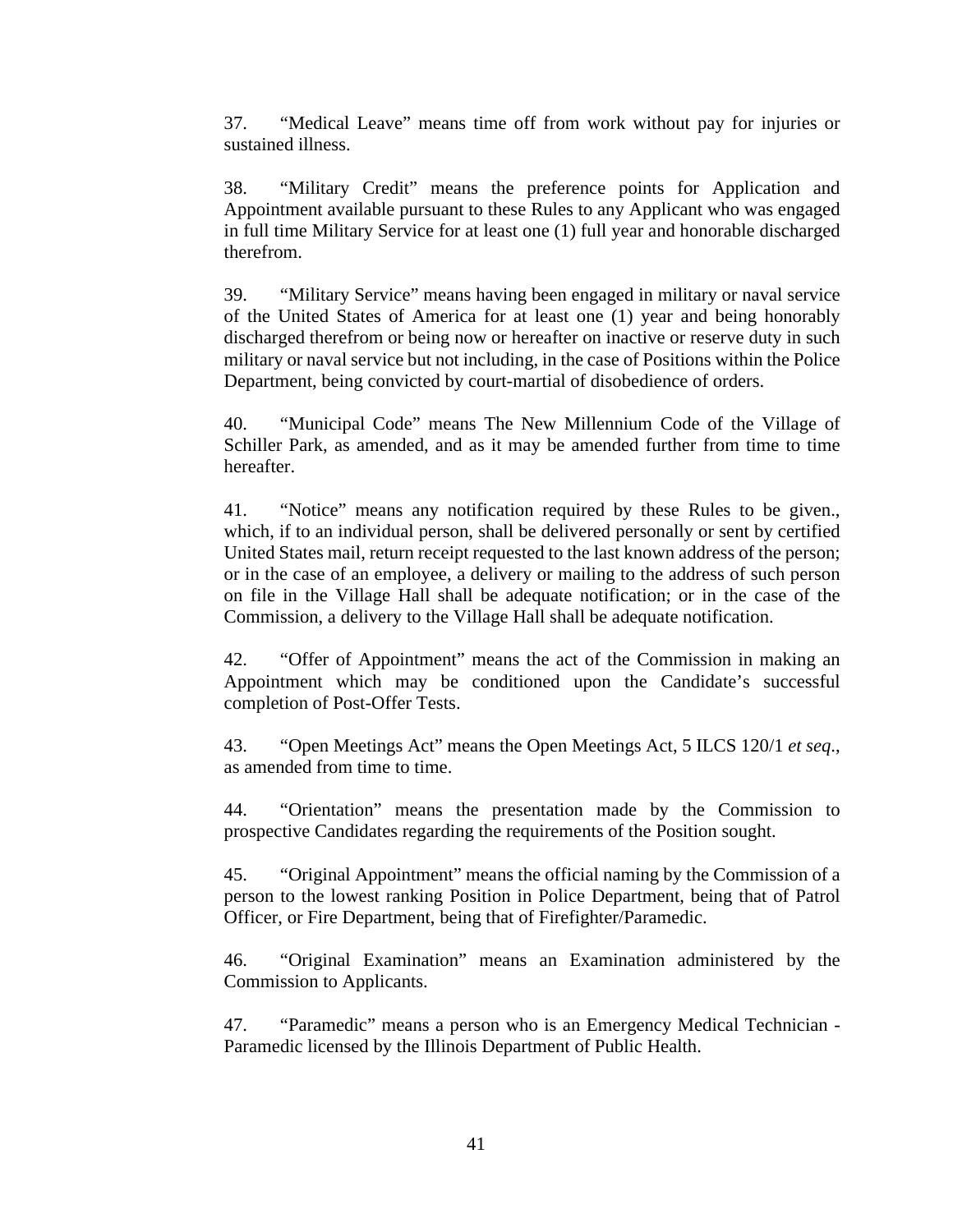37. “Medical Leave” means time off from work without pay for injuries or sustained illness.

38. “Military Credit” means the preference points for Application and Appointment available pursuant to these Rules to any Applicant who was engaged in full time Military Service for at least one (1) full year and honorable discharged therefrom.

39. “Military Service” means having been engaged in military or naval service of the United States of America for at least one (1) year and being honorably discharged therefrom or being now or hereafter on inactive or reserve duty in such military or naval service but not including, in the case of Positions within the Police Department, being convicted by court-martial of disobedience of orders.

40. “Municipal Code” means The New Millennium Code of the Village of Schiller Park, as amended, and as it may be amended further from time to time hereafter.

41. “Notice” means any notification required by these Rules to be given., which, if to an individual person, shall be delivered personally or sent by certified United States mail, return receipt requested to the last known address of the person; or in the case of an employee, a delivery or mailing to the address of such person on file in the Village Hall shall be adequate notification; or in the case of the Commission, a delivery to the Village Hall shall be adequate notification.

42. “Offer of Appointment” means the act of the Commission in making an Appointment which may be conditioned upon the Candidate’s successful completion of Post-Offer Tests.

43. “Open Meetings Act” means the Open Meetings Act, 5 ILCS 120/1 *et seq.*, as amended from time to time.

44. “Orientation” means the presentation made by the Commission to prospective Candidates regarding the requirements of the Position sought.

45. “Original Appointment” means the official naming by the Commission of a person to the lowest ranking Position in Police Department, being that of Patrol Officer, or Fire Department, being that of Firefighter/Paramedic.

46. “Original Examination” means an Examination administered by the Commission to Applicants.

47. “Paramedic” means a person who is an Emergency Medical Technician - Paramedic licensed by the Illinois Department of Public Health.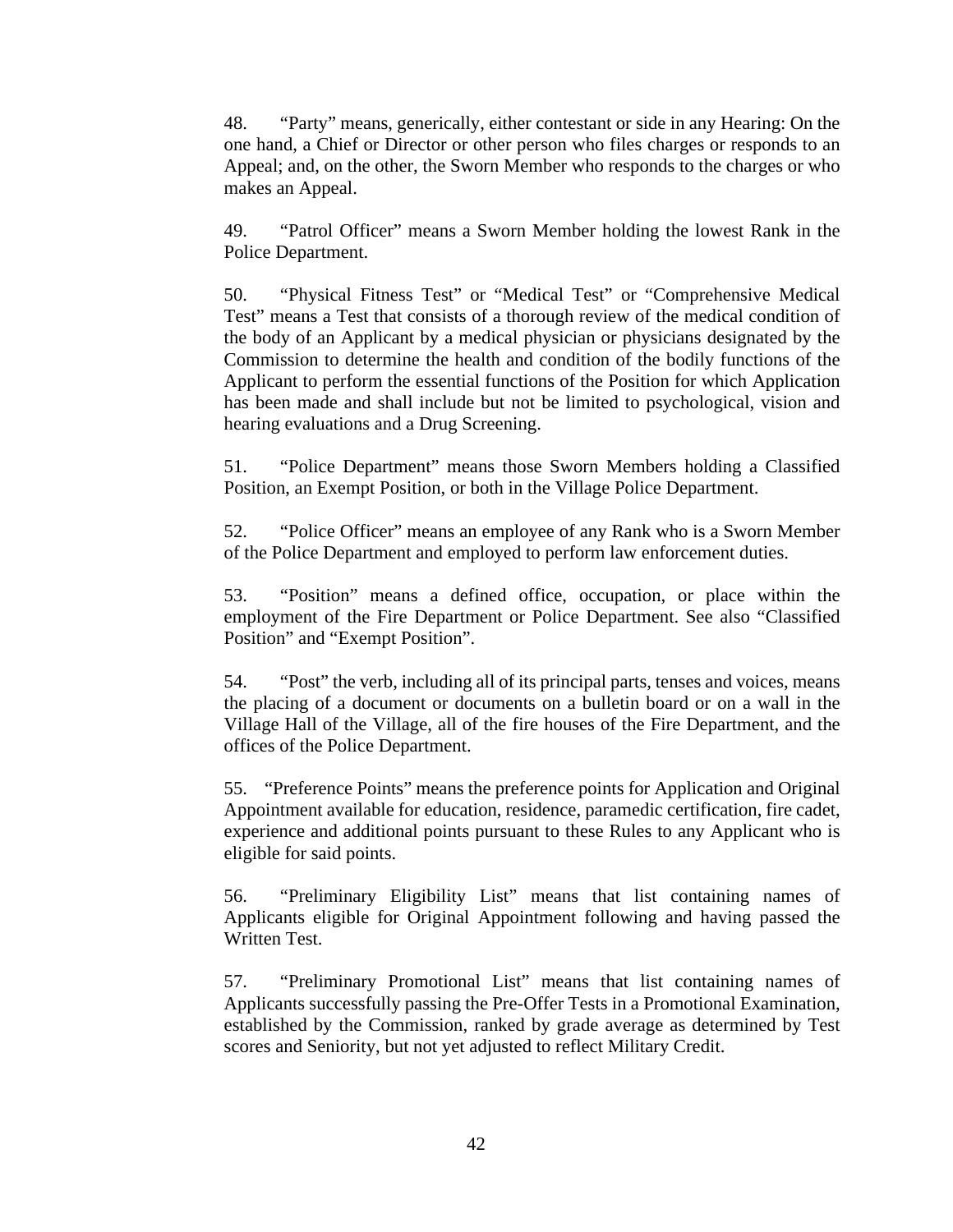48. "Party" means, generically, either contestant or side in any Hearing: On the one hand, a Chief or Director or other person who files charges or responds to an Appeal; and, on the other, the Sworn Member who responds to the charges or who makes an Appeal.

49. "Patrol Officer" means a Sworn Member holding the lowest Rank in the Police Department.

50. "Physical Fitness Test" or "Medical Test" or "Comprehensive Medical Test" means a Test that consists of a thorough review of the medical condition of the body of an Applicant by a medical physician or physicians designated by the Commission to determine the health and condition of the bodily functions of the Applicant to perform the essential functions of the Position for which Application has been made and shall include but not be limited to psychological, vision and hearing evaluations and a Drug Screening.

51. "Police Department" means those Sworn Members holding a Classified Position, an Exempt Position, or both in the Village Police Department.

52. "Police Officer" means an employee of any Rank who is a Sworn Member of the Police Department and employed to perform law enforcement duties.

53. "Position" means a defined office, occupation, or place within the employment of the Fire Department or Police Department. See also "Classified Position" and "Exempt Position".

54. "Post" the verb, including all of its principal parts, tenses and voices, means the placing of a document or documents on a bulletin board or on a wall in the Village Hall of the Village, all of the fire houses of the Fire Department, and the offices of the Police Department.

55. "Preference Points" means the preference points for Application and Original Appointment available for education, residence, paramedic certification, fire cadet, experience and additional points pursuant to these Rules to any Applicant who is eligible for said points.

56. "Preliminary Eligibility List" means that list containing names of Applicants eligible for Original Appointment following and having passed the Written Test.

57. "Preliminary Promotional List" means that list containing names of Applicants successfully passing the Pre-Offer Tests in a Promotional Examination, established by the Commission, ranked by grade average as determined by Test scores and Seniority, but not yet adjusted to reflect Military Credit.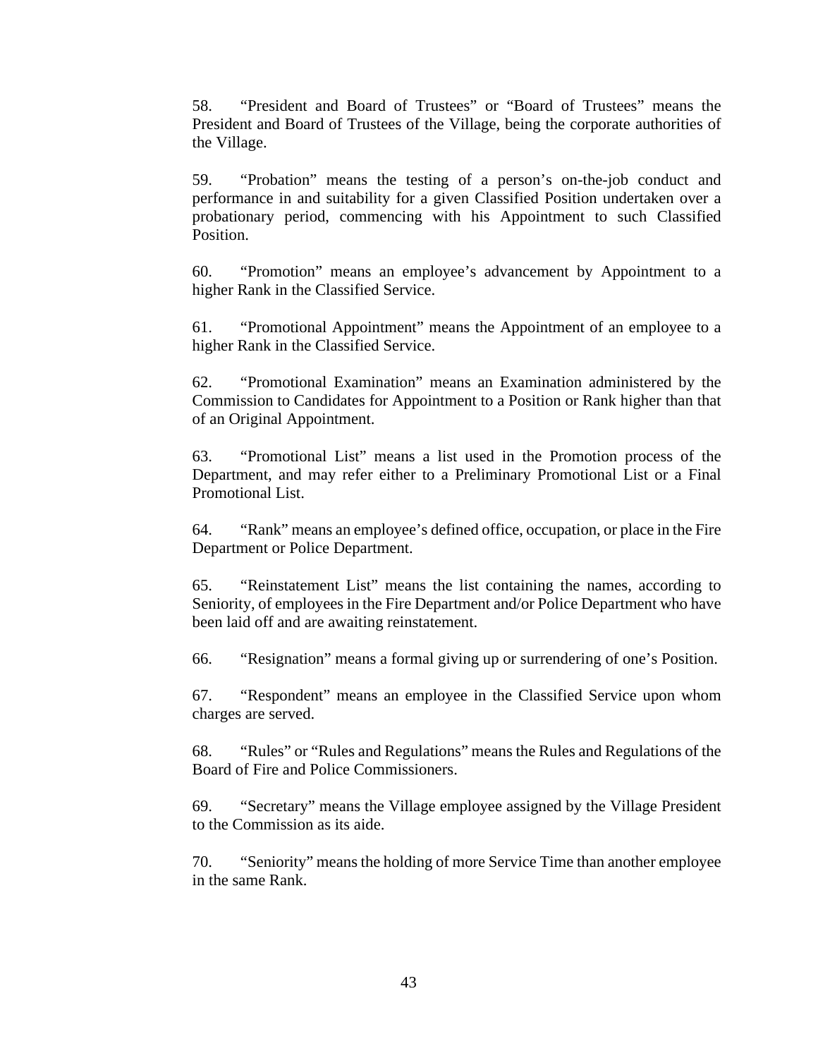58. “President and Board of Trustees” or “Board of Trustees” means the President and Board of Trustees of the Village, being the corporate authorities of the Village.

59. “Probation” means the testing of a person’s on-the-job conduct and performance in and suitability for a given Classified Position undertaken over a probationary period, commencing with his Appointment to such Classified Position.

60. “Promotion” means an employee’s advancement by Appointment to a higher Rank in the Classified Service.

61. “Promotional Appointment” means the Appointment of an employee to a higher Rank in the Classified Service.

62. “Promotional Examination” means an Examination administered by the Commission to Candidates for Appointment to a Position or Rank higher than that of an Original Appointment.

63. “Promotional List” means a list used in the Promotion process of the Department, and may refer either to a Preliminary Promotional List or a Final Promotional List.

64. “Rank” means an employee’s defined office, occupation, or place in the Fire Department or Police Department.

65. “Reinstatement List” means the list containing the names, according to Seniority, of employees in the Fire Department and/or Police Department who have been laid off and are awaiting reinstatement.

66. “Resignation” means a formal giving up or surrendering of one’s Position.

67. “Respondent” means an employee in the Classified Service upon whom charges are served.

68. “Rules” or “Rules and Regulations” means the Rules and Regulations of the Board of Fire and Police Commissioners.

69. “Secretary” means the Village employee assigned by the Village President to the Commission as its aide.

70. “Seniority” means the holding of more Service Time than another employee in the same Rank.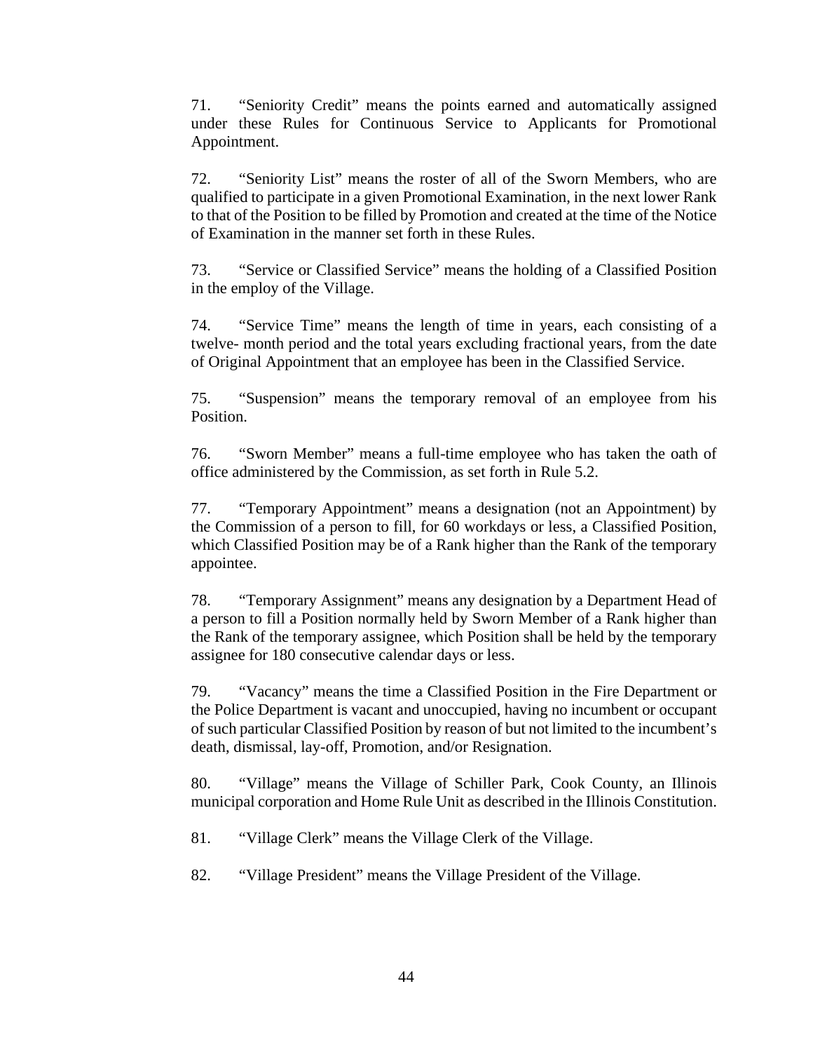71. “Seniority Credit” means the points earned and automatically assigned under these Rules for Continuous Service to Applicants for Promotional Appointment.

72. “Seniority List” means the roster of all of the Sworn Members, who are qualified to participate in a given Promotional Examination, in the next lower Rank to that of the Position to be filled by Promotion and created at the time of the Notice of Examination in the manner set forth in these Rules.

73. “Service or Classified Service” means the holding of a Classified Position in the employ of the Village.

74. “Service Time” means the length of time in years, each consisting of a twelve- month period and the total years excluding fractional years, from the date of Original Appointment that an employee has been in the Classified Service.

75. “Suspension” means the temporary removal of an employee from his Position.

76. “Sworn Member” means a full-time employee who has taken the oath of office administered by the Commission, as set forth in Rule 5.2.

77. “Temporary Appointment” means a designation (not an Appointment) by the Commission of a person to fill, for 60 workdays or less, a Classified Position, which Classified Position may be of a Rank higher than the Rank of the temporary appointee.

78. “Temporary Assignment” means any designation by a Department Head of a person to fill a Position normally held by Sworn Member of a Rank higher than the Rank of the temporary assignee, which Position shall be held by the temporary assignee for 180 consecutive calendar days or less.

79. “Vacancy” means the time a Classified Position in the Fire Department or the Police Department is vacant and unoccupied, having no incumbent or occupant of such particular Classified Position by reason of but not limited to the incumbent’s death, dismissal, lay-off, Promotion, and/or Resignation.

80. “Village” means the Village of Schiller Park, Cook County, an Illinois municipal corporation and Home Rule Unit as described in the Illinois Constitution.

81. “Village Clerk” means the Village Clerk of the Village.

82. “Village President” means the Village President of the Village.